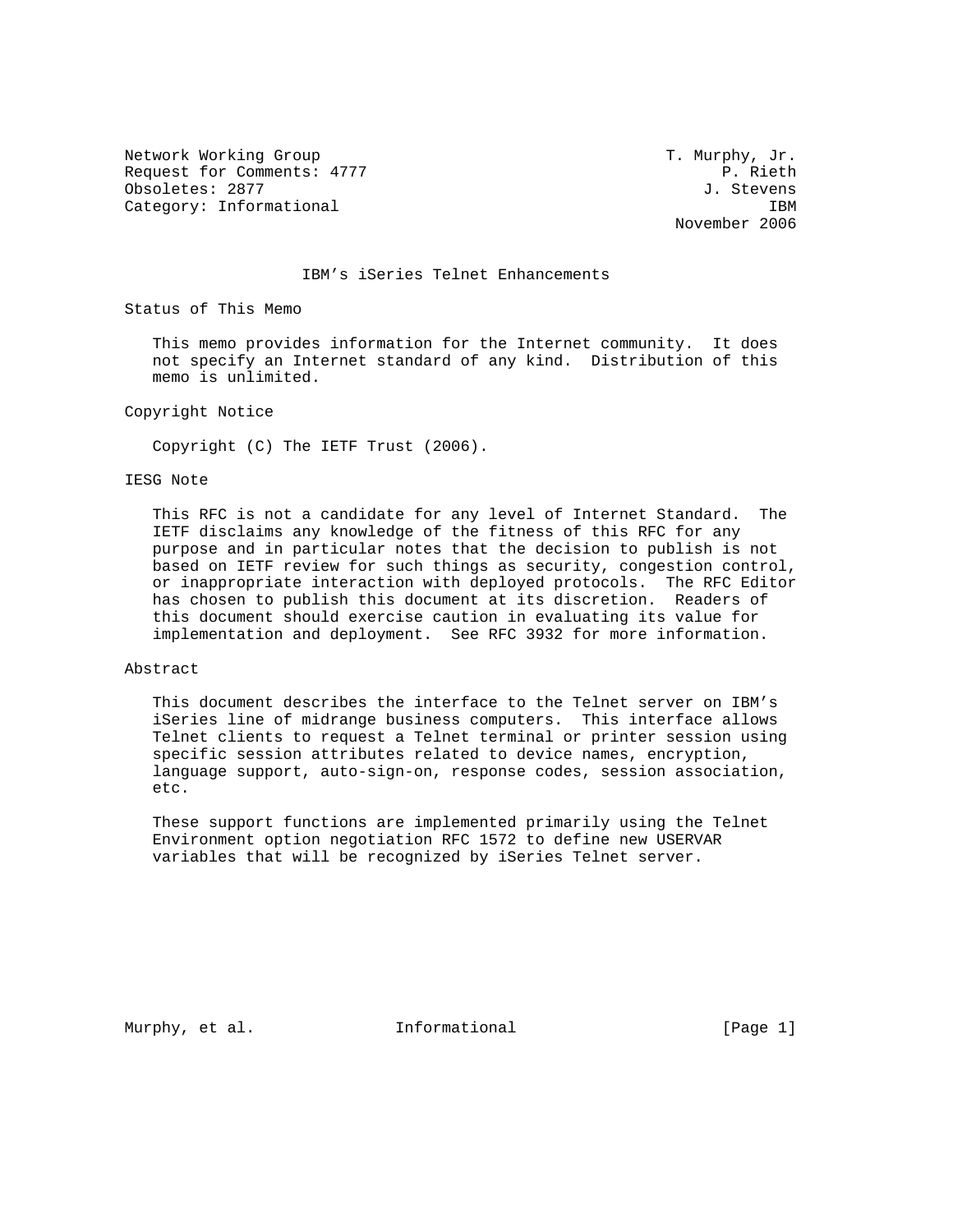Network Working Group T. Murphy, Jr.
Request for Comments: 4777 P. Rieth
Obsoletes: 2877 J. Stevens
Category: Informational IBM
November 2006

# IBM's iSeries Telnet Enhancements

## Status of This Memo

This memo provides information for the Internet community. It does not specify an Internet standard of any kind. Distribution of this memo is unlimited.

## Copyright Notice

Copyright (C) The IETF Trust (2006).

## IESG Note

This RFC is not a candidate for any level of Internet Standard. The IETF disclaims any knowledge of the fitness of this RFC for any purpose and in particular notes that the decision to publish is not based on IETF review for such things as security, congestion control, or inappropriate interaction with deployed protocols. The RFC Editor has chosen to publish this document at its discretion. Readers of this document should exercise caution in evaluating its value for implementation and deployment. See RFC 3932 for more information.

## Abstract

This document describes the interface to the Telnet server on IBM's iSeries line of midrange business computers. This interface allows Telnet clients to request a Telnet terminal or printer session using specific session attributes related to device names, encryption, language support, auto-sign-on, response codes, session association, etc.

These support functions are implemented primarily using the Telnet Environment option negotiation RFC 1572 to define new USERVAR variables that will be recognized by iSeries Telnet server.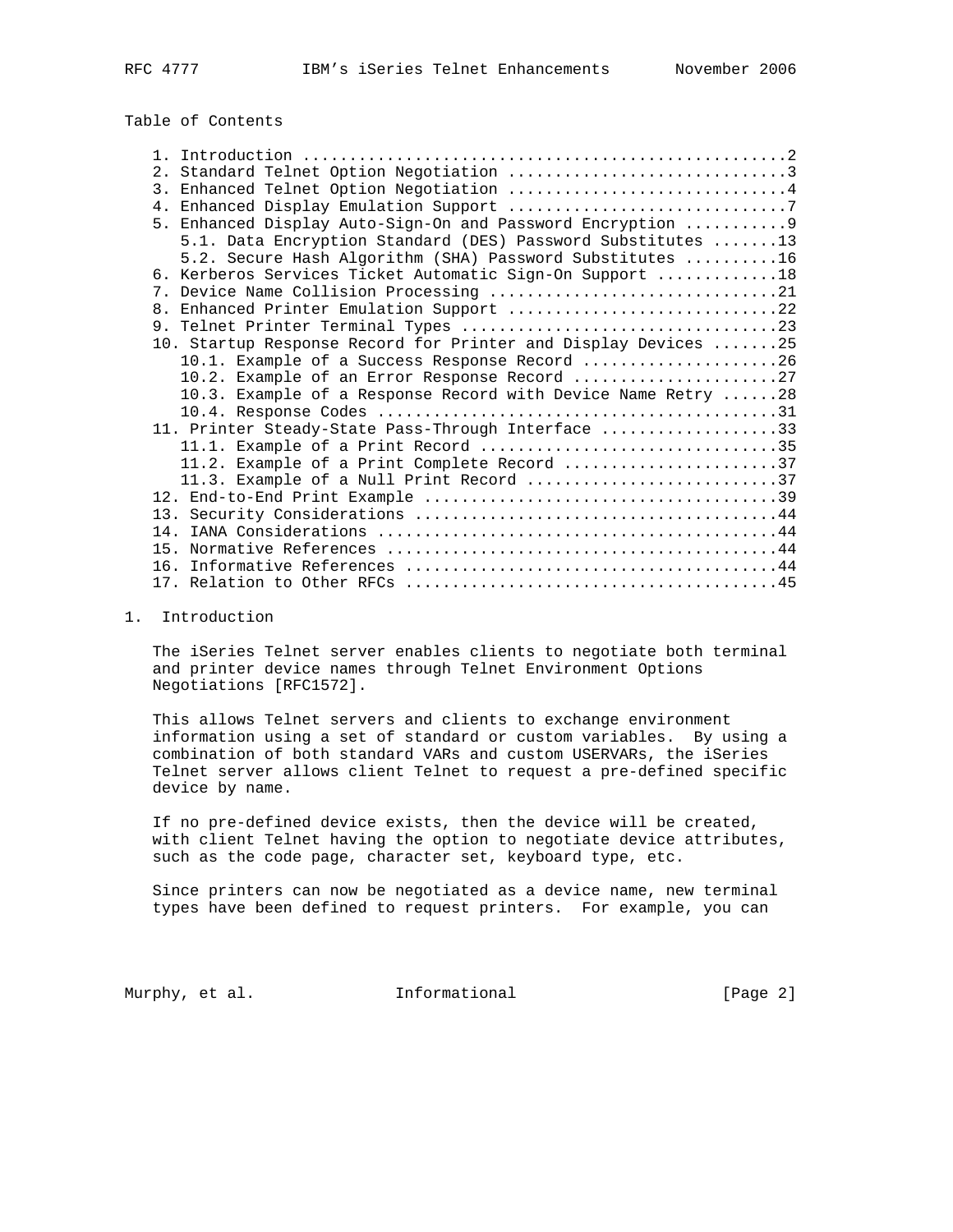Table of Contents

```
   1. Introduction ....................................................2
   2. Standard Telnet Option Negotiation ..............................3
   3. Enhanced Telnet Option Negotiation ..............................4
   4. Enhanced Display Emulation Support ..............................7
   5. Enhanced Display Auto-Sign-On and Password Encryption ...........9
      5.1. Data Encryption Standard (DES) Password Substitutes .......13
      5.2. Secure Hash Algorithm (SHA) Password Substitutes ..........16
   6. Kerberos Services Ticket Automatic Sign-On Support .............18
   7. Device Name Collision Processing ...............................21
   8. Enhanced Printer Emulation Support .............................22
   9. Telnet Printer Terminal Types ..................................23
   10. Startup Response Record for Printer and Display Devices .......25
      10.1. Example of a Success Response Record .....................26
      10.2. Example of an Error Response Record ......................27
      10.3. Example of a Response Record with Device Name Retry ......28
      10.4. Response Codes ...........................................31
   11. Printer Steady-State Pass-Through Interface ...................33
      11.1. Example of a Print Record ................................35
      11.2. Example of a Print Complete Record .......................37
      11.3. Example of a Null Print Record ...........................37
   12. End-to-End Print Example ......................................39
   13. Security Considerations .......................................44
   14. IANA Considerations ...........................................44
   15. Normative References ..........................................44
   16. Informative References ........................................44
   17. Relation to Other RFCs ........................................45
```

# 1. Introduction

The iSeries Telnet server enables clients to negotiate both terminal and printer device names through Telnet Environment Options Negotiations [RFC1572].

This allows Telnet servers and clients to exchange environment information using a set of standard or custom variables. By using a combination of both standard VARs and custom USERVARs, the iSeries Telnet server allows client Telnet to request a pre-defined specific device by name.

If no pre-defined device exists, then the device will be created, with client Telnet having the option to negotiate device attributes, such as the code page, character set, keyboard type, etc.

Since printers can now be negotiated as a device name, new terminal types have been defined to request printers. For example, you can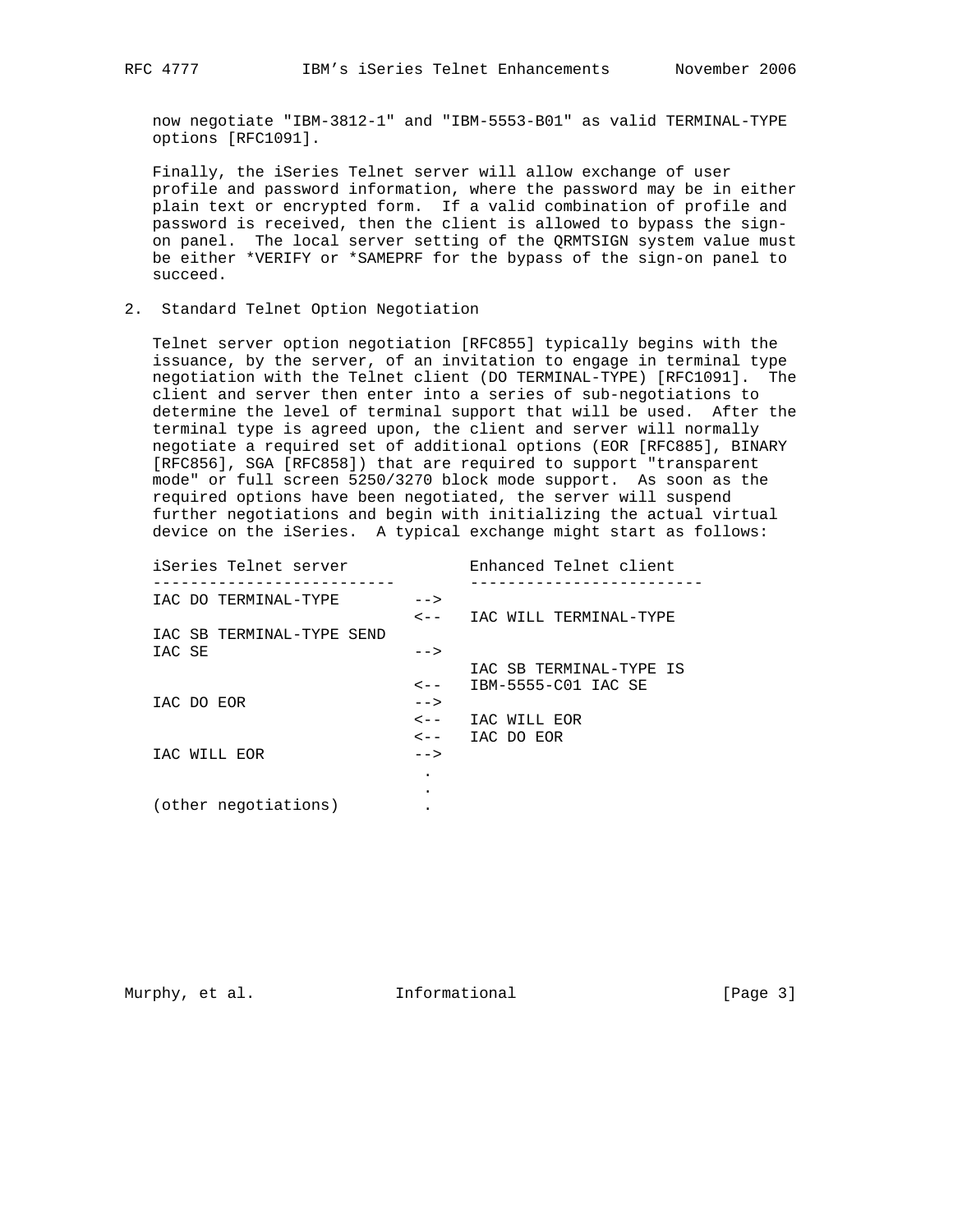now negotiate "IBM-3812-1" and "IBM-5553-B01" as valid TERMINAL-TYPE options [RFC1091].

Finally, the iSeries Telnet server will allow exchange of user profile and password information, where the password may be in either plain text or encrypted form. If a valid combination of profile and password is received, then the client is allowed to bypass the sign-on panel. The local server setting of the QRMTSIGN system value must be either *VERIFY or *SAMEPRF for the bypass of the sign-on panel to succeed.

## 2. Standard Telnet Option Negotiation

Telnet server option negotiation [RFC855] typically begins with the issuance, by the server, of an invitation to engage in terminal type negotiation with the Telnet client (DO TERMINAL-TYPE) [RFC1091]. The client and server then enter into a series of sub-negotiations to determine the level of terminal support that will be used. After the terminal type is agreed upon, the client and server will normally negotiate a required set of additional options (EOR [RFC885], BINARY [RFC856], SGA [RFC858]) that are required to support "transparent mode" or full screen 5250/3270 block mode support. As soon as the required options have been negotiated, the server will suspend further negotiations and begin with initializing the actual virtual device on the iSeries. A typical exchange might start as follows:

```
iSeries Telnet server              Enhanced Telnet client
--------------------------         -------------------------
IAC DO TERMINAL-TYPE        -->
                            <--    IAC WILL TERMINAL-TYPE
IAC SB TERMINAL-TYPE SEND
IAC SE                      -->
                                   IAC SB TERMINAL-TYPE IS
                            <--    IBM-5555-C01 IAC SE
IAC DO EOR                  -->
                            <--    IAC WILL EOR
                            <--    IAC DO EOR
IAC WILL EOR                -->
                             .
                             .
(other negotiations)         .
```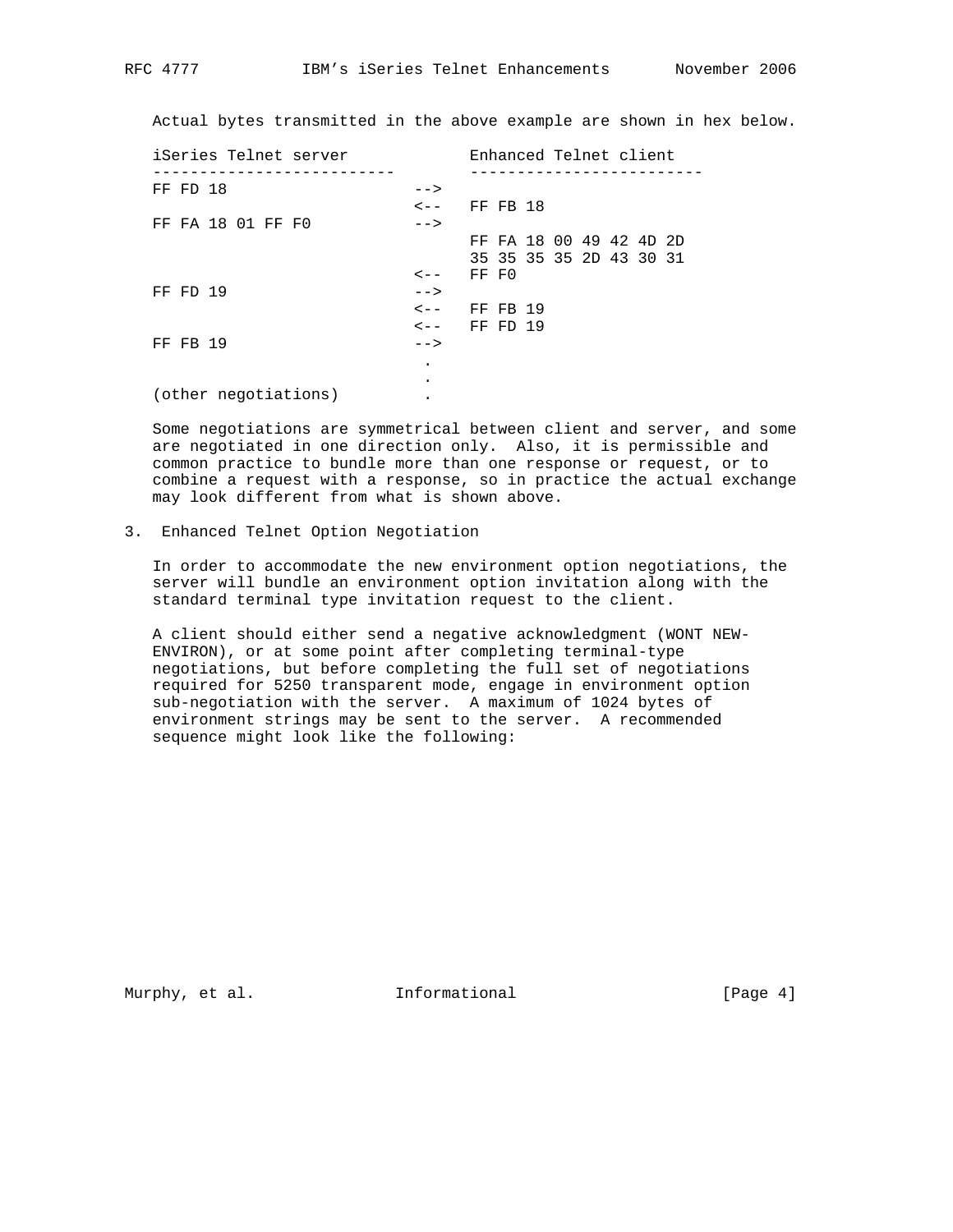Actual bytes transmitted in the above example are shown in hex below.

```
iSeries Telnet server             Enhanced Telnet client
--------------------------        -------------------------
FF FD 18                   -->
                           <--   FF FB 18
FF FA 18 01 FF F0          -->
                                 FF FA 18 00 49 42 4D 2D
                                 35 35 35 35 2D 43 30 31
                           <--   FF F0
FF FD 19                   -->
                           <--   FF FB 19
                           <--   FF FD 19
FF FB 19                   -->
                            .
                            .
(other negotiations)        .
```

Some negotiations are symmetrical between client and server, and some are negotiated in one direction only. Also, it is permissible and common practice to bundle more than one response or request, or to combine a request with a response, so in practice the actual exchange may look different from what is shown above.

## 3. Enhanced Telnet Option Negotiation

In order to accommodate the new environment option negotiations, the server will bundle an environment option invitation along with the standard terminal type invitation request to the client.

A client should either send a negative acknowledgment (WONT NEW-ENVIRON), or at some point after completing terminal-type negotiations, but before completing the full set of negotiations required for 5250 transparent mode, engage in environment option sub-negotiation with the server. A maximum of 1024 bytes of environment strings may be sent to the server. A recommended sequence might look like the following: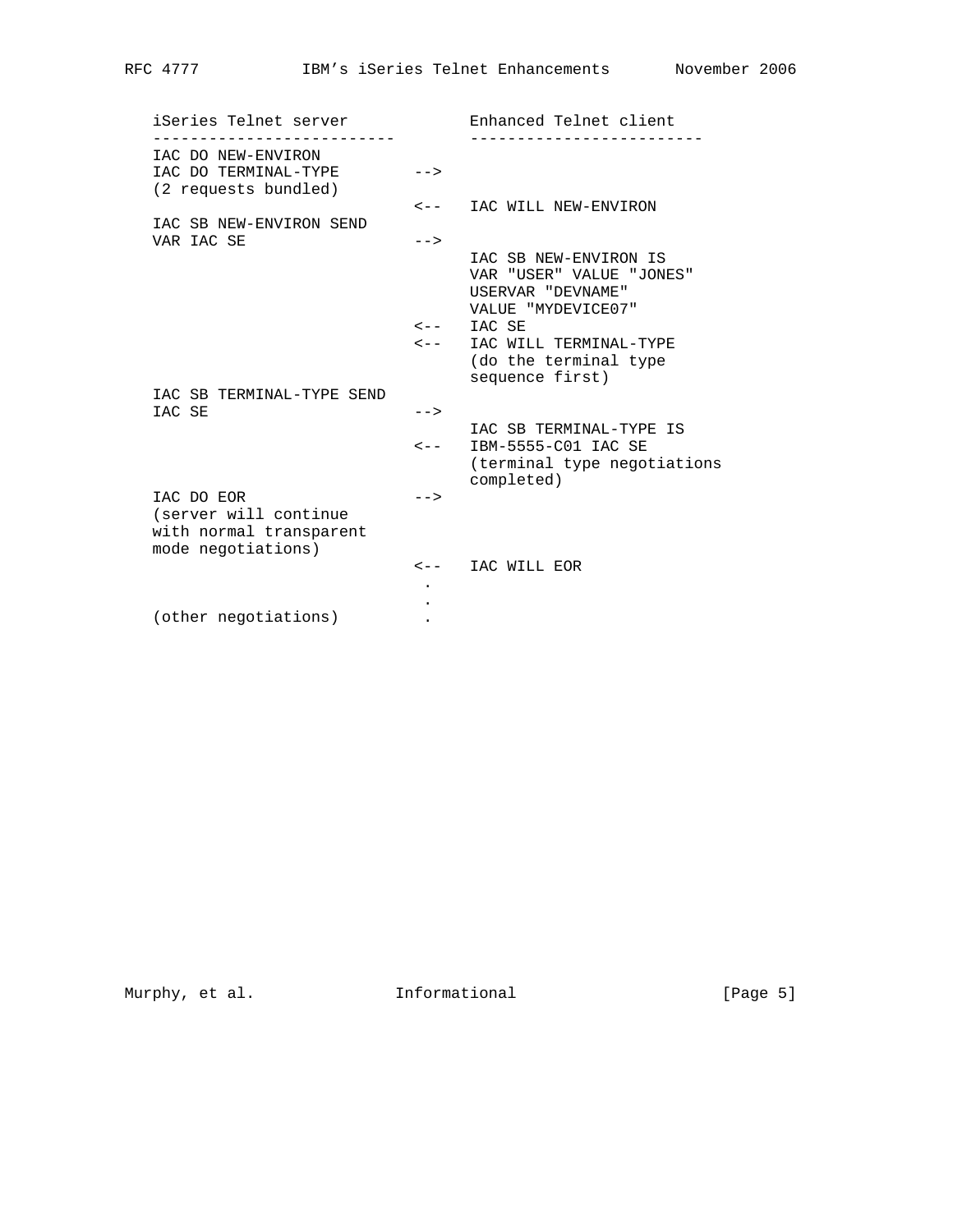```
   iSeries Telnet server            Enhanced Telnet client
   --------------------------       -------------------------
   IAC DO NEW-ENVIRON
   IAC DO TERMINAL-TYPE        -->
   (2 requests bundled)
                               <--   IAC WILL NEW-ENVIRON
   IAC SB NEW-ENVIRON SEND
   VAR IAC SE                  -->
                                     IAC SB NEW-ENVIRON IS
                                     VAR "USER" VALUE "JONES"
                                     USERVAR "DEVNAME"
                                     VALUE "MYDEVICE07"
                               <--   IAC SE
                               <--   IAC WILL TERMINAL-TYPE
                                     (do the terminal type
                                     sequence first)
   IAC SB TERMINAL-TYPE SEND
   IAC SE                      -->
                                     IAC SB TERMINAL-TYPE IS
                               <--   IBM-5555-C01 IAC SE
                                     (terminal type negotiations
                                     completed)
   IAC DO EOR                  -->
   (server will continue
   with normal transparent
   mode negotiations)
                               <--   IAC WILL EOR
                                .
                                .
   (other negotiations)         .
```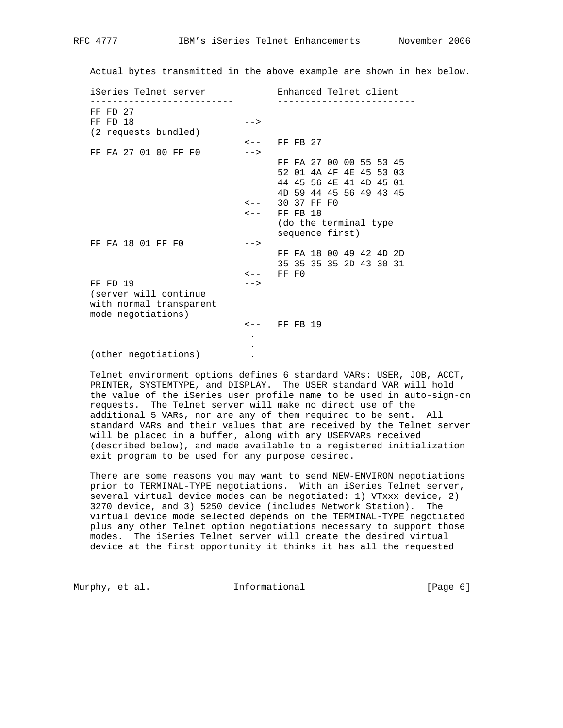Actual bytes transmitted in the above example are shown in hex below.

```
iSeries Telnet server             Enhanced Telnet client
--------------------------        -------------------------
FF FD 27
FF FD 18                   -->
(2 requests bundled)
                           <--   FF FB 27
FF FA 27 01 00 FF F0       -->
                                 FF FA 27 00 00 55 53 45
                                 52 01 4A 4F 4E 45 53 03
                                 44 45 56 4E 41 4D 45 01
                                 4D 59 44 45 56 49 43 45
                           <--   30 37 FF F0
                           <--   FF FB 18
                                 (do the terminal type
                                 sequence first)
FF FA 18 01 FF F0          -->
                                 FF FA 18 00 49 42 4D 2D
                                 35 35 35 35 2D 43 30 31
                           <--   FF F0
FF FD 19                   -->
(server will continue
with normal transparent
mode negotiations)
                           <--   FF FB 19
                            .
                            .
(other negotiations)        .
```

Telnet environment options defines 6 standard VARs: USER, JOB, ACCT, PRINTER, SYSTEMTYPE, and DISPLAY. The USER standard VAR will hold the value of the iSeries user profile name to be used in auto-sign-on requests. The Telnet server will make no direct use of the additional 5 VARs, nor are any of them required to be sent. All standard VARs and their values that are received by the Telnet server will be placed in a buffer, along with any USERVARs received (described below), and made available to a registered initialization exit program to be used for any purpose desired.

There are some reasons you may want to send NEW-ENVIRON negotiations prior to TERMINAL-TYPE negotiations. With an iSeries Telnet server, several virtual device modes can be negotiated: 1) VTxxx device, 2) 3270 device, and 3) 5250 device (includes Network Station). The virtual device mode selected depends on the TERMINAL-TYPE negotiated plus any other Telnet option negotiations necessary to support those modes. The iSeries Telnet server will create the desired virtual device at the first opportunity it thinks it has all the requested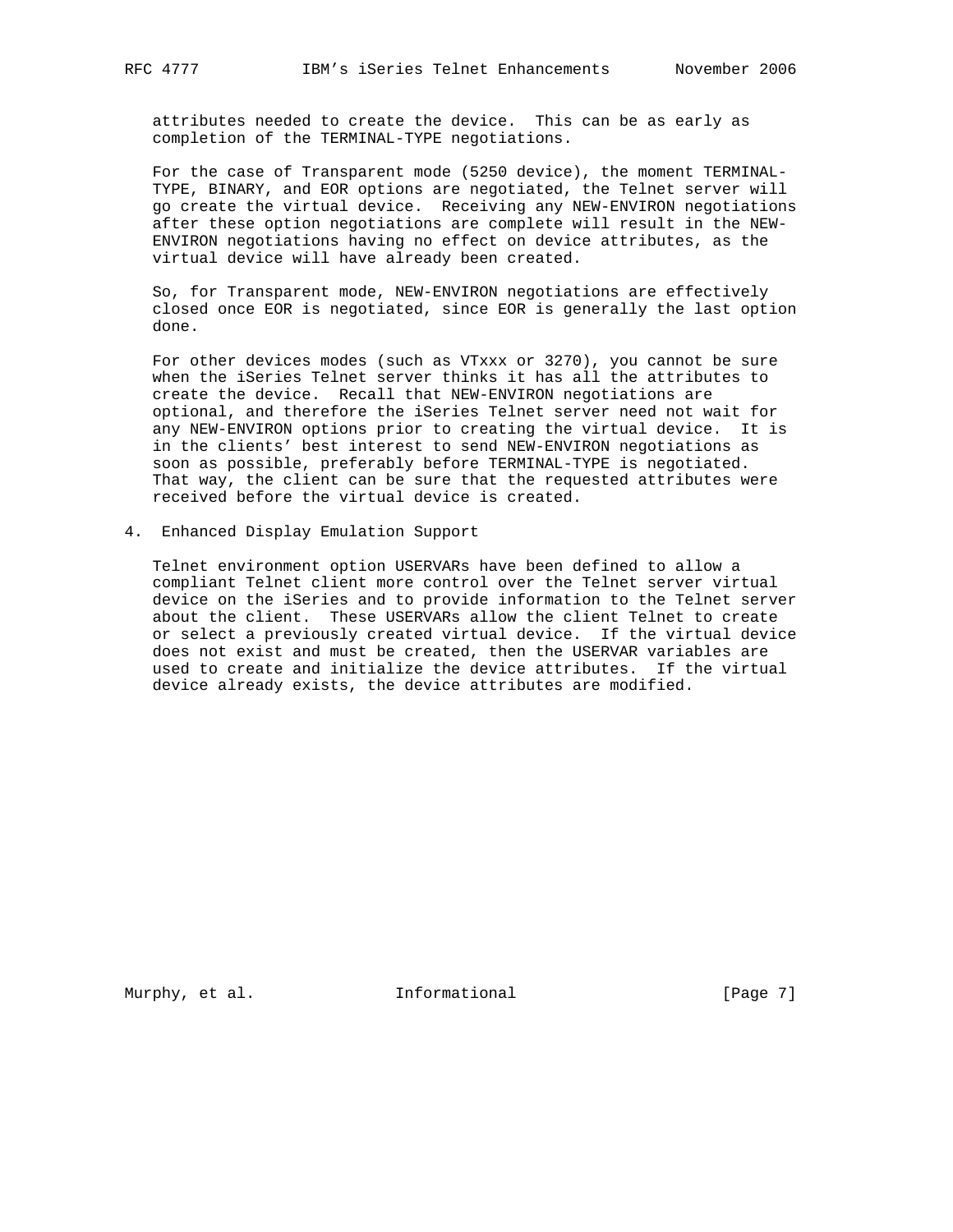attributes needed to create the device. This can be as early as completion of the TERMINAL-TYPE negotiations.

For the case of Transparent mode (5250 device), the moment TERMINAL-TYPE, BINARY, and EOR options are negotiated, the Telnet server will go create the virtual device. Receiving any NEW-ENVIRON negotiations after these option negotiations are complete will result in the NEW-ENVIRON negotiations having no effect on device attributes, as the virtual device will have already been created.

So, for Transparent mode, NEW-ENVIRON negotiations are effectively closed once EOR is negotiated, since EOR is generally the last option done.

For other devices modes (such as VTxxx or 3270), you cannot be sure when the iSeries Telnet server thinks it has all the attributes to create the device. Recall that NEW-ENVIRON negotiations are optional, and therefore the iSeries Telnet server need not wait for any NEW-ENVIRON options prior to creating the virtual device. It is in the clients' best interest to send NEW-ENVIRON negotiations as soon as possible, preferably before TERMINAL-TYPE is negotiated. That way, the client can be sure that the requested attributes were received before the virtual device is created.

## 4. Enhanced Display Emulation Support

Telnet environment option USERVARs have been defined to allow a compliant Telnet client more control over the Telnet server virtual device on the iSeries and to provide information to the Telnet server about the client. These USERVARs allow the client Telnet to create or select a previously created virtual device. If the virtual device does not exist and must be created, then the USERVAR variables are used to create and initialize the device attributes. If the virtual device already exists, the device attributes are modified.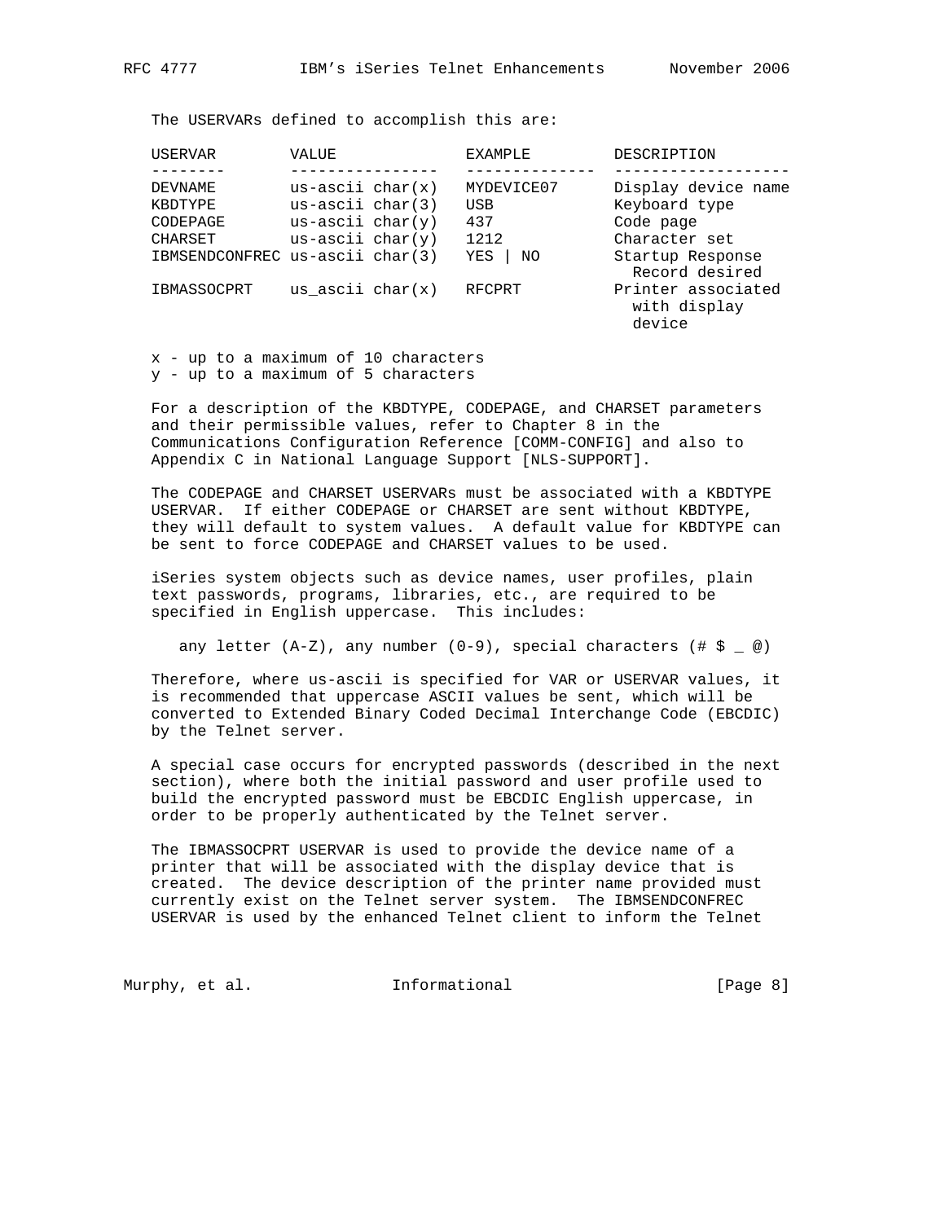The USERVARs defined to accomplish this are:

| USERVAR | VALUE | EXAMPLE | DESCRIPTION |
| --- | --- | --- | --- |
| DEVNAME | us-ascii char(x) | MYDEVICE07 | Display device name |
| KBDTYPE | us-ascii char(3) | USB | Keyboard type |
| CODEPAGE | us-ascii char(y) | 437 | Code page |
| CHARSET | us-ascii char(y) | 1212 | Character set |
| IBMSENDCONFREC | us-ascii char(3) | YES \| NO | Startup Response Record desired |
| IBMASSOCPRT | us_ascii char(x) | RFCPRT | Printer associated with display device |

x - up to a maximum of 10 characters
y - up to a maximum of 5 characters

For a description of the KBDTYPE, CODEPAGE, and CHARSET parameters and their permissible values, refer to Chapter 8 in the Communications Configuration Reference [COMM-CONFIG] and also to Appendix C in National Language Support [NLS-SUPPORT].

The CODEPAGE and CHARSET USERVARs must be associated with a KBDTYPE USERVAR. If either CODEPAGE or CHARSET are sent without KBDTYPE, they will default to system values. A default value for KBDTYPE can be sent to force CODEPAGE and CHARSET values to be used.

iSeries system objects such as device names, user profiles, plain text passwords, programs, libraries, etc., are required to be specified in English uppercase. This includes:

any letter (A-Z), any number (0-9), special characters (# $ _ @)

Therefore, where us-ascii is specified for VAR or USERVAR values, it is recommended that uppercase ASCII values be sent, which will be converted to Extended Binary Coded Decimal Interchange Code (EBCDIC) by the Telnet server.

A special case occurs for encrypted passwords (described in the next section), where both the initial password and user profile used to build the encrypted password must be EBCDIC English uppercase, in order to be properly authenticated by the Telnet server.

The IBMASSOCPRT USERVAR is used to provide the device name of a printer that will be associated with the display device that is created. The device description of the printer name provided must currently exist on the Telnet server system. The IBMSENDCONFREC USERVAR is used by the enhanced Telnet client to inform the Telnet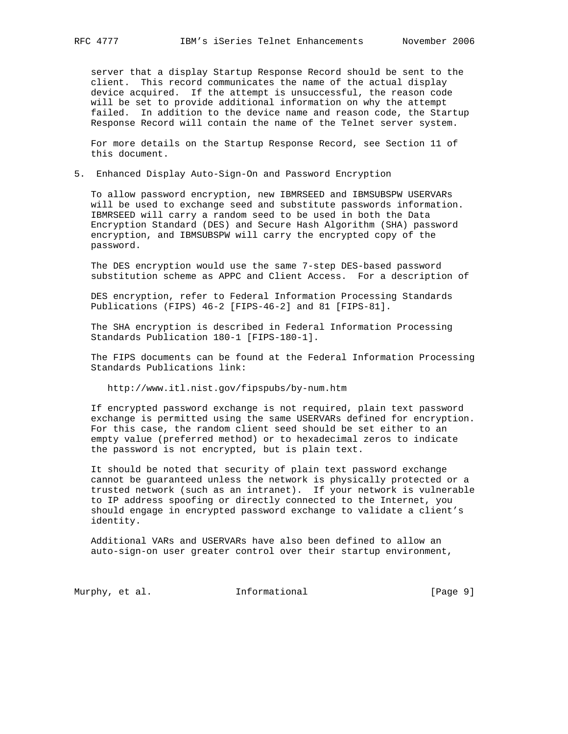server that a display Startup Response Record should be sent to the client. This record communicates the name of the actual display device acquired. If the attempt is unsuccessful, the reason code will be set to provide additional information on why the attempt failed. In addition to the device name and reason code, the Startup Response Record will contain the name of the Telnet server system.

For more details on the Startup Response Record, see Section 11 of this document.

## 5. Enhanced Display Auto-Sign-On and Password Encryption

To allow password encryption, new IBMRSEED and IBMSUBSPW USERVARs will be used to exchange seed and substitute passwords information. IBMRSEED will carry a random seed to be used in both the Data Encryption Standard (DES) and Secure Hash Algorithm (SHA) password encryption, and IBMSUBSPW will carry the encrypted copy of the password.

The DES encryption would use the same 7-step DES-based password substitution scheme as APPC and Client Access. For a description of

DES encryption, refer to Federal Information Processing Standards Publications (FIPS) 46-2 [FIPS-46-2] and 81 [FIPS-81].

The SHA encryption is described in Federal Information Processing Standards Publication 180-1 [FIPS-180-1].

The FIPS documents can be found at the Federal Information Processing Standards Publications link:

http://www.itl.nist.gov/fipspubs/by-num.htm

If encrypted password exchange is not required, plain text password exchange is permitted using the same USERVARs defined for encryption. For this case, the random client seed should be set either to an empty value (preferred method) or to hexadecimal zeros to indicate the password is not encrypted, but is plain text.

It should be noted that security of plain text password exchange cannot be guaranteed unless the network is physically protected or a trusted network (such as an intranet). If your network is vulnerable to IP address spoofing or directly connected to the Internet, you should engage in encrypted password exchange to validate a client's identity.

Additional VARs and USERVARs have also been defined to allow an auto-sign-on user greater control over their startup environment,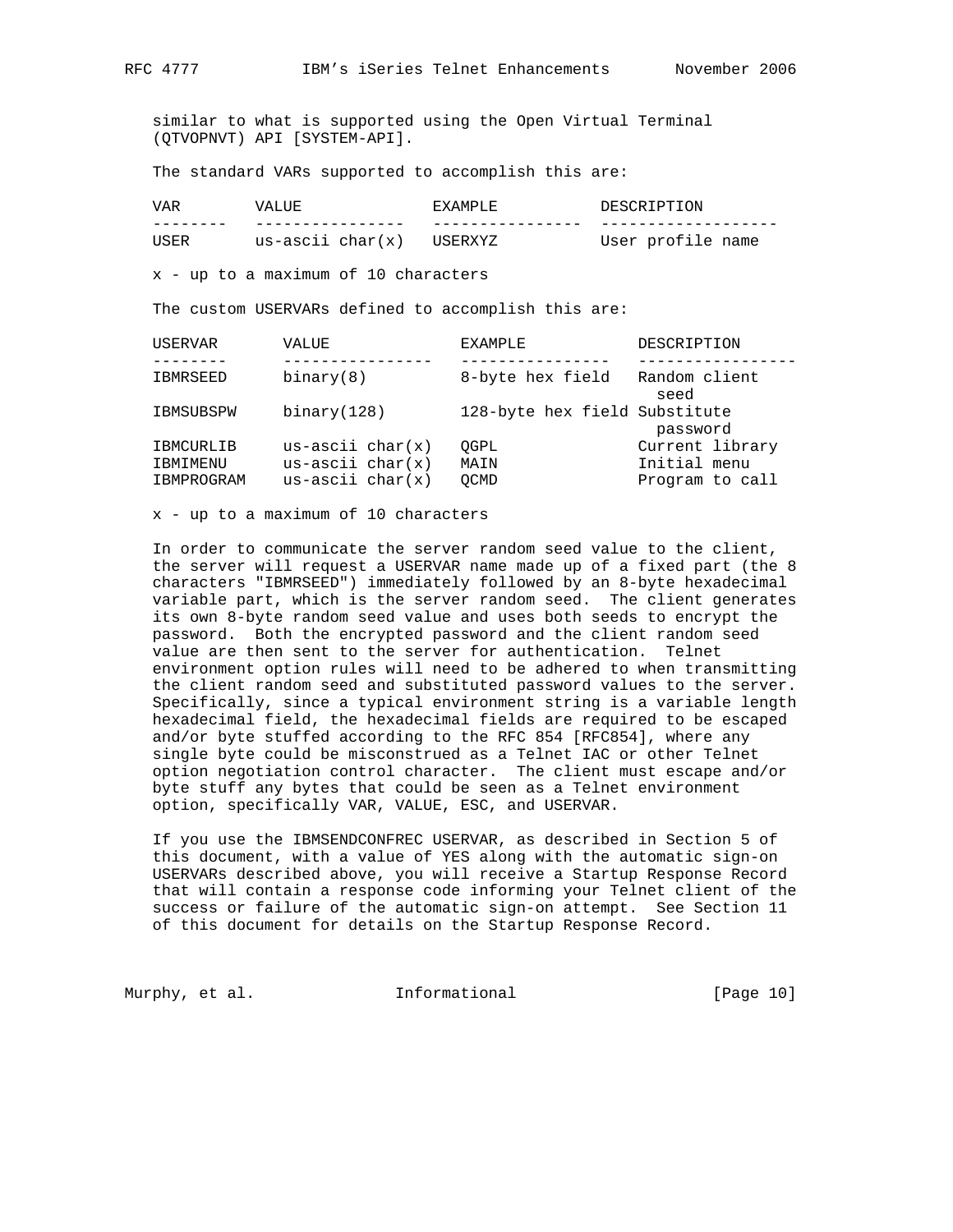similar to what is supported using the Open Virtual Terminal (QTVOPNVT) API [SYSTEM-API].

The standard VARs supported to accomplish this are:

| VAR | VALUE | EXAMPLE | DESCRIPTION |
|---|---|---|---|
| USER | us-ascii char(x) | USERXYZ | User profile name |

x - up to a maximum of 10 characters

The custom USERVARs defined to accomplish this are:

| USERVAR | VALUE | EXAMPLE | DESCRIPTION |
|---|---|---|---|
| IBMRSEED | binary(8) | 8-byte hex field | Random client seed |
| IBMSUBSPW | binary(128) | 128-byte hex field | Substitute password |
| IBMCURLIB | us-ascii char(x) | QGPL | Current library |
| IBMIMENU | us-ascii char(x) | MAIN | Initial menu |
| IBMPROGRAM | us-ascii char(x) | QCMD | Program to call |

x - up to a maximum of 10 characters

In order to communicate the server random seed value to the client, the server will request a USERVAR name made up of a fixed part (the 8 characters "IBMRSEED") immediately followed by an 8-byte hexadecimal variable part, which is the server random seed. The client generates its own 8-byte random seed value and uses both seeds to encrypt the password. Both the encrypted password and the client random seed value are then sent to the server for authentication. Telnet environment option rules will need to be adhered to when transmitting the client random seed and substituted password values to the server. Specifically, since a typical environment string is a variable length hexadecimal field, the hexadecimal fields are required to be escaped and/or byte stuffed according to the RFC 854 [RFC854], where any single byte could be misconstrued as a Telnet IAC or other Telnet option negotiation control character. The client must escape and/or byte stuff any bytes that could be seen as a Telnet environment option, specifically VAR, VALUE, ESC, and USERVAR.

If you use the IBMSENDCONFREC USERVAR, as described in Section 5 of this document, with a value of YES along with the automatic sign-on USERVARs described above, you will receive a Startup Response Record that will contain a response code informing your Telnet client of the success or failure of the automatic sign-on attempt. See Section 11 of this document for details on the Startup Response Record.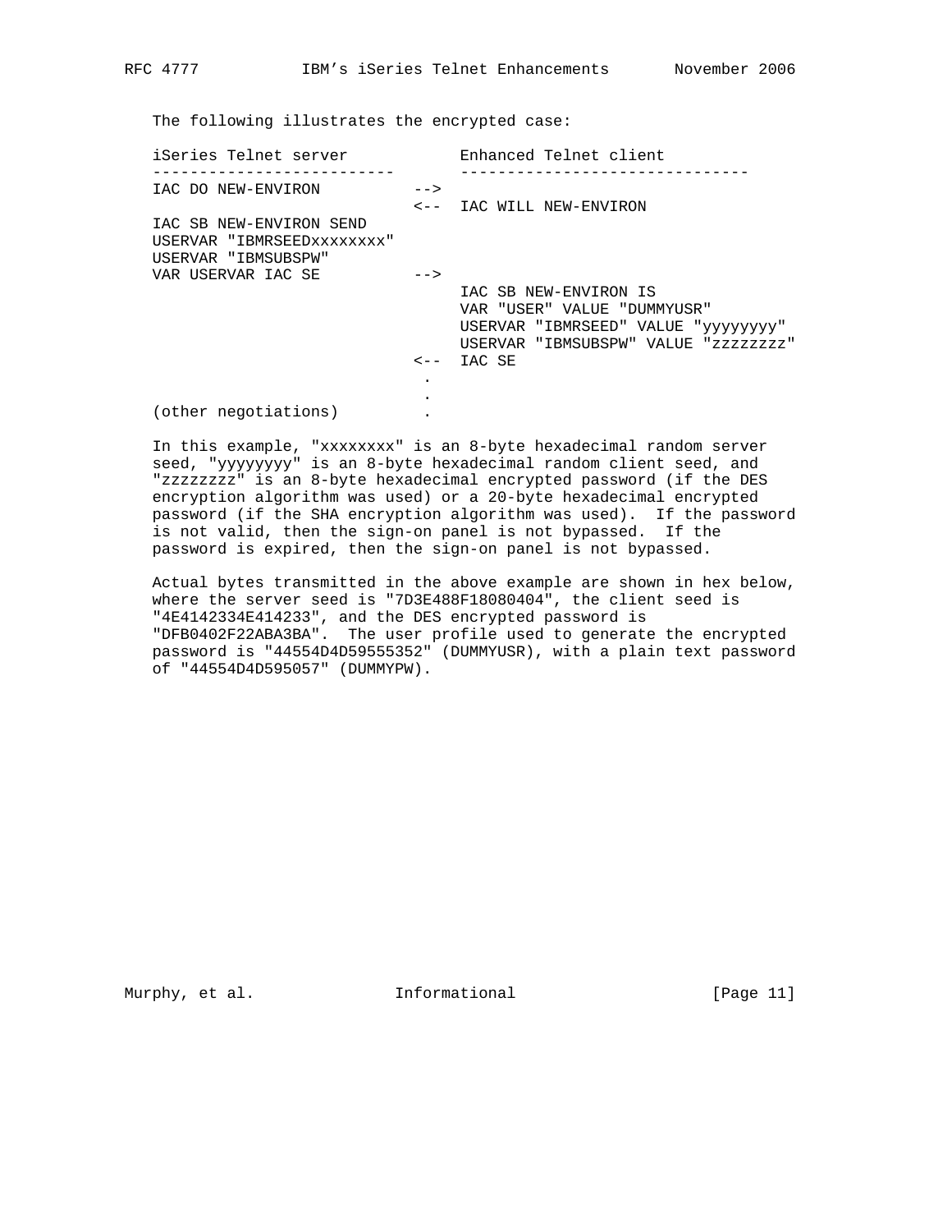The following illustrates the encrypted case:

```
iSeries Telnet server            Enhanced Telnet client
--------------------------       ------------------------------
IAC DO NEW-ENVIRON          -->
                            <--  IAC WILL NEW-ENVIRON
IAC SB NEW-ENVIRON SEND
USERVAR "IBMRSEEDxxxxxxxx"
USERVAR "IBMSUBSPW"
VAR USERVAR IAC SE          -->
                                 IAC SB NEW-ENVIRON IS
                                 VAR "USER" VALUE "DUMMYUSR"
                                 USERVAR "IBMRSEED" VALUE "yyyyyyyy"
                                 USERVAR "IBMSUBSPW" VALUE "zzzzzzzz"
                            <--  IAC SE
                             .
                             .
(other negotiations)         .
```

In this example, "xxxxxxxx" is an 8-byte hexadecimal random server seed, "yyyyyyyy" is an 8-byte hexadecimal random client seed, and "zzzzzzzz" is an 8-byte hexadecimal encrypted password (if the DES encryption algorithm was used) or a 20-byte hexadecimal encrypted password (if the SHA encryption algorithm was used). If the password is not valid, then the sign-on panel is not bypassed. If the password is expired, then the sign-on panel is not bypassed.

Actual bytes transmitted in the above example are shown in hex below, where the server seed is "7D3E488F18080404", the client seed is "4E4142334E414233", and the DES encrypted password is "DFB0402F22ABA3BA". The user profile used to generate the encrypted password is "44554D4D59555352" (DUMMYUSR), with a plain text password of "44554D4D595057" (DUMMYPW).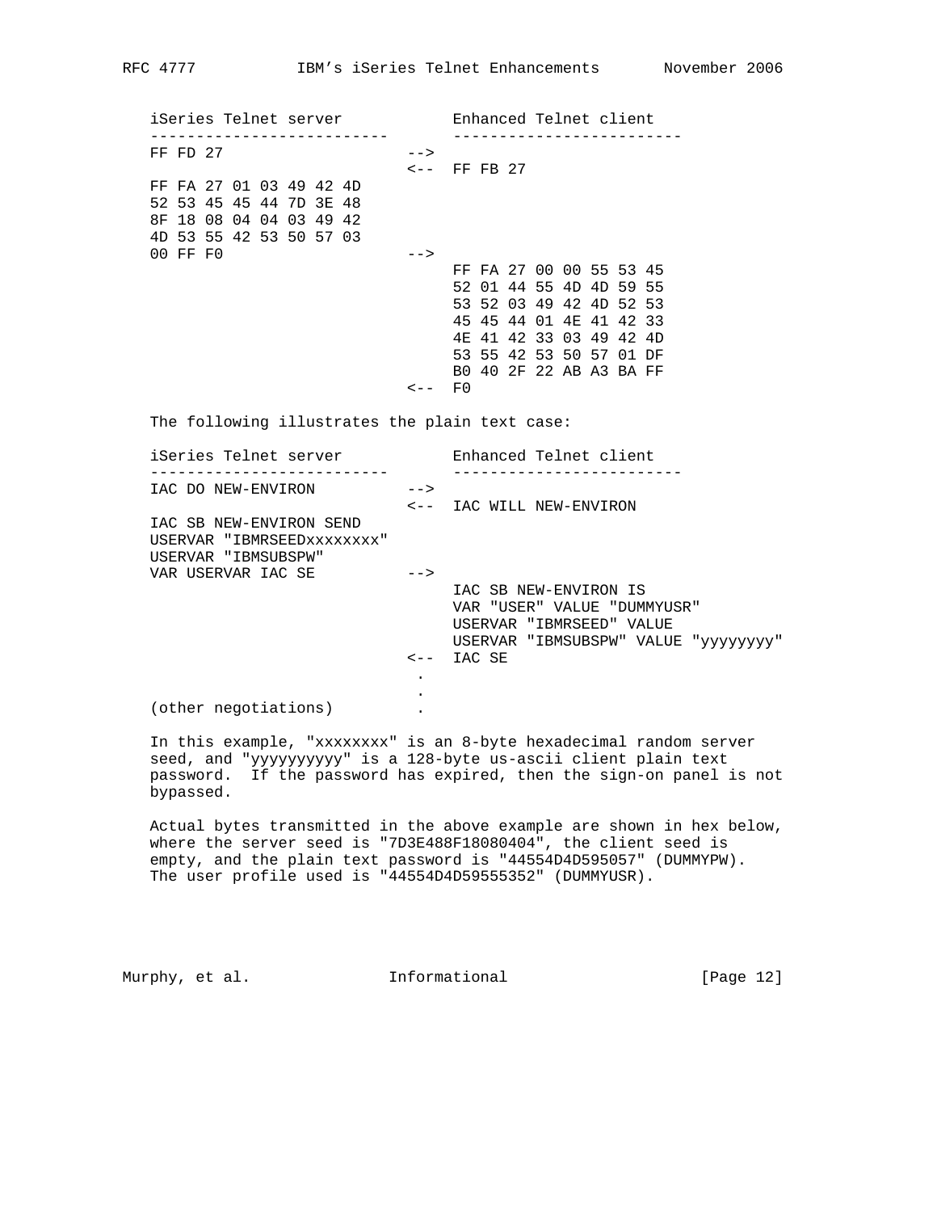```
iSeries Telnet server            Enhanced Telnet client
--------------------------       -------------------------
FF FD 27                    -->
                            <--  FF FB 27
FF FA 27 01 03 49 42 4D
52 53 45 45 44 7D 3E 48
8F 18 08 04 04 03 49 42
4D 53 55 42 53 50 57 03
00 FF F0                    -->
                                 FF FA 27 00 00 55 53 45
                                 52 01 44 55 4D 4D 59 55
                                 53 52 03 49 42 4D 52 53
                                 45 45 44 01 4E 41 42 33
                                 4E 41 42 33 03 49 42 4D
                                 53 55 42 53 50 57 01 DF
                                 B0 40 2F 22 AB A3 BA FF
                            <--  F0
```

The following illustrates the plain text case:

```
iSeries Telnet server            Enhanced Telnet client
--------------------------       -------------------------
IAC DO NEW-ENVIRON          -->
                            <--  IAC WILL NEW-ENVIRON
IAC SB NEW-ENVIRON SEND
USERVAR "IBMRSEEDxxxxxxxx"
USERVAR "IBMSUBSPW"
VAR USERVAR IAC SE          -->
                                 IAC SB NEW-ENVIRON IS
                                 VAR "USER" VALUE "DUMMYUSR"
                                 USERVAR "IBMRSEED" VALUE
                                 USERVAR "IBMSUBSPW" VALUE "yyyyyyyy"
                            <--  IAC SE
                             .
                             .
(other negotiations)         .
```

In this example, "xxxxxxxx" is an 8-byte hexadecimal random server seed, and "yyyyyyyyyy" is a 128-byte us-ascii client plain text password. If the password has expired, then the sign-on panel is not bypassed.

Actual bytes transmitted in the above example are shown in hex below, where the server seed is "7D3E488F18080404", the client seed is empty, and the plain text password is "44554D4D595057" (DUMMYPW). The user profile used is "44554D4D59555352" (DUMMYUSR).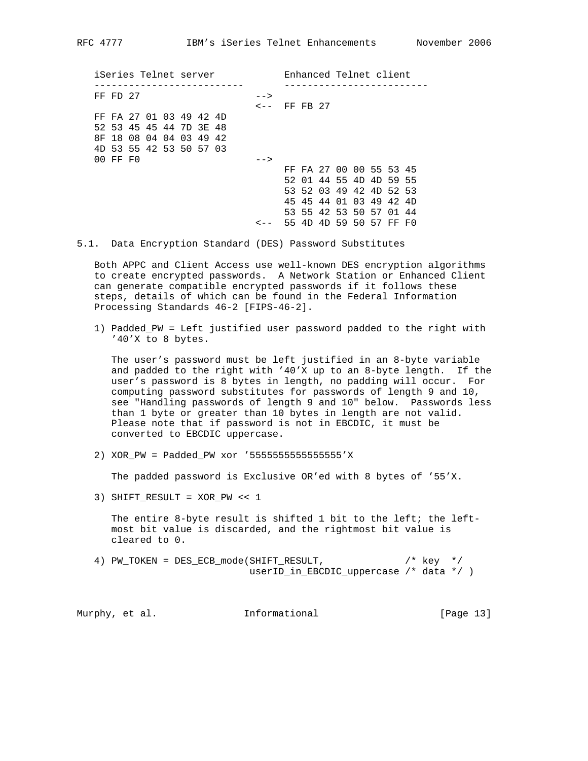```
   iSeries Telnet server            Enhanced Telnet client
   --------------------------       -------------------------
   FF FD 27                    -->
                               <--  FF FB 27
   FF FA 27 01 03 49 42 4D
   52 53 45 45 44 7D 3E 48
   8F 18 08 04 04 03 49 42
   4D 53 55 42 53 50 57 03
   00 FF F0                    -->
                                    FF FA 27 00 00 55 53 45
                                    52 01 44 55 4D 4D 59 55
                                    53 52 03 49 42 4D 52 53
                                    45 45 44 01 03 49 42 4D
                                    53 55 42 53 50 57 01 44
                               <--  55 4D 4D 59 50 57 FF F0
```

### 5.1. Data Encryption Standard (DES) Password Substitutes

Both APPC and Client Access use well-known DES encryption algorithms to create encrypted passwords. A Network Station or Enhanced Client can generate compatible encrypted passwords if it follows these steps, details of which can be found in the Federal Information Processing Standards 46-2 [FIPS-46-2].

1) Padded_PW = Left justified user password padded to the right with '40'X to 8 bytes.

   The user's password must be left justified in an 8-byte variable and padded to the right with '40'X up to an 8-byte length. If the user's password is 8 bytes in length, no padding will occur. For computing password substitutes for passwords of length 9 and 10, see "Handling passwords of length 9 and 10" below. Passwords less than 1 byte or greater than 10 bytes in length are not valid. Please note that if password is not in EBCDIC, it must be converted to EBCDIC uppercase.

2) XOR_PW = Padded_PW xor '5555555555555555'X

   The padded password is Exclusive OR'ed with 8 bytes of '55'X.

3) SHIFT_RESULT = XOR_PW << 1

   The entire 8-byte result is shifted 1 bit to the left; the left-most bit value is discarded, and the rightmost bit value is cleared to 0.

4) PW_TOKEN = DES_ECB_mode(SHIFT_RESULT, /* key */ userID_in_EBCDIC_uppercase /* data */ )

```
4) PW_TOKEN = DES_ECB_mode(SHIFT_RESULT,              /* key  */
                           userID_in_EBCDIC_uppercase /* data */ )
```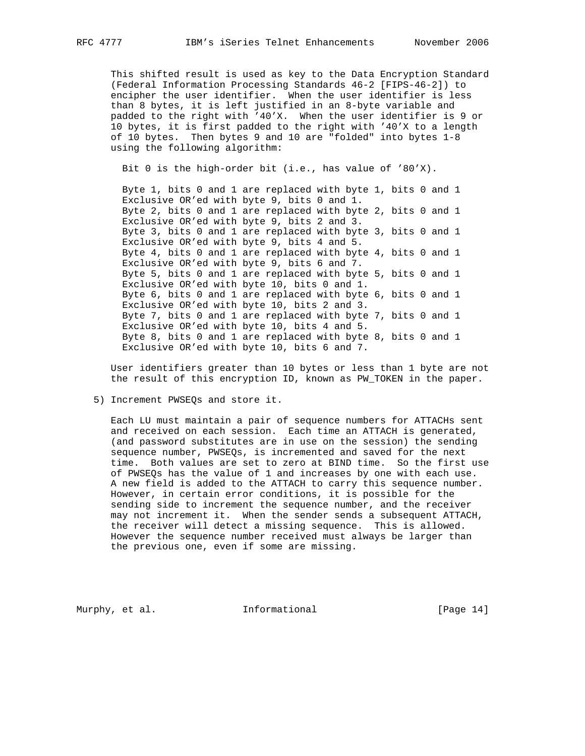This shifted result is used as key to the Data Encryption Standard (Federal Information Processing Standards 46-2 [FIPS-46-2]) to encipher the user identifier. When the user identifier is less than 8 bytes, it is left justified in an 8-byte variable and padded to the right with '40'X. When the user identifier is 9 or 10 bytes, it is first padded to the right with '40'X to a length of 10 bytes. Then bytes 9 and 10 are "folded" into bytes 1-8 using the following algorithm:

```
Bit 0 is the high-order bit (i.e., has value of '80'X).

Byte 1, bits 0 and 1 are replaced with byte 1, bits 0 and 1
Exclusive OR'ed with byte 9, bits 0 and 1.
Byte 2, bits 0 and 1 are replaced with byte 2, bits 0 and 1
Exclusive OR'ed with byte 9, bits 2 and 3.
Byte 3, bits 0 and 1 are replaced with byte 3, bits 0 and 1
Exclusive OR'ed with byte 9, bits 4 and 5.
Byte 4, bits 0 and 1 are replaced with byte 4, bits 0 and 1
Exclusive OR'ed with byte 9, bits 6 and 7.
Byte 5, bits 0 and 1 are replaced with byte 5, bits 0 and 1
Exclusive OR'ed with byte 10, bits 0 and 1.
Byte 6, bits 0 and 1 are replaced with byte 6, bits 0 and 1
Exclusive OR'ed with byte 10, bits 2 and 3.
Byte 7, bits 0 and 1 are replaced with byte 7, bits 0 and 1
Exclusive OR'ed with byte 10, bits 4 and 5.
Byte 8, bits 0 and 1 are replaced with byte 8, bits 0 and 1
Exclusive OR'ed with byte 10, bits 6 and 7.
```

User identifiers greater than 10 bytes or less than 1 byte are not the result of this encryption ID, known as PW_TOKEN in the paper.

5) Increment PWSEQs and store it.

   Each LU must maintain a pair of sequence numbers for ATTACHs sent and received on each session. Each time an ATTACH is generated, (and password substitutes are in use on the session) the sending sequence number, PWSEQs, is incremented and saved for the next time. Both values are set to zero at BIND time. So the first use of PWSEQs has the value of 1 and increases by one with each use. A new field is added to the ATTACH to carry this sequence number. However, in certain error conditions, it is possible for the sending side to increment the sequence number, and the receiver may not increment it. When the sender sends a subsequent ATTACH, the receiver will detect a missing sequence. This is allowed. However the sequence number received must always be larger than the previous one, even if some are missing.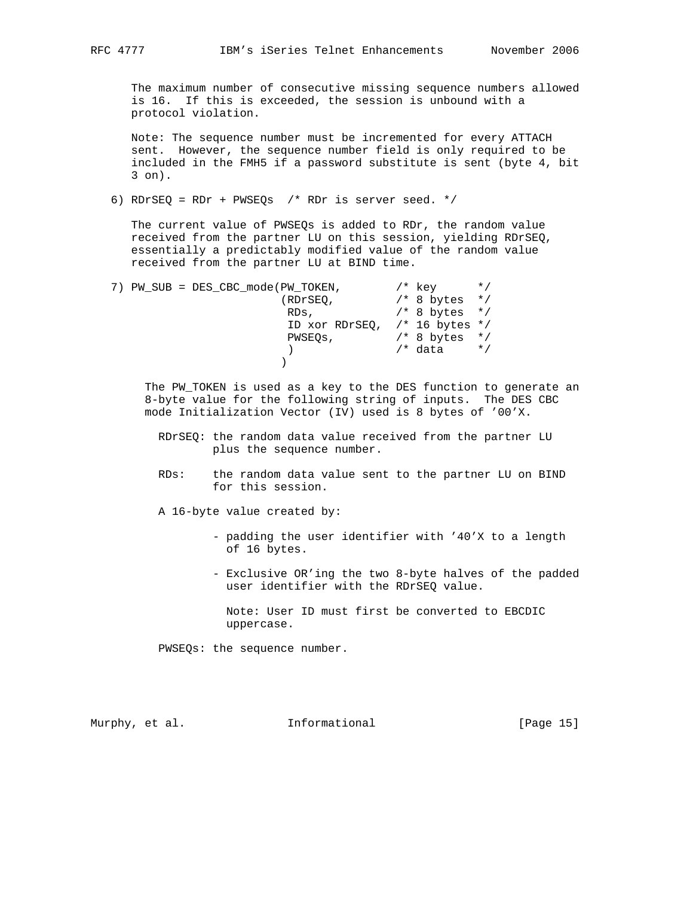The maximum number of consecutive missing sequence numbers allowed is 16. If this is exceeded, the session is unbound with a protocol violation.

Note: The sequence number must be incremented for every ATTACH sent. However, the sequence number field is only required to be included in the FMH5 if a password substitute is sent (byte 4, bit 3 on).

6) RDrSEQ = RDr + PWSEQs  /* RDr is server seed. */

The current value of PWSEQs is added to RDr, the random value received from the partner LU on this session, yielding RDrSEQ, essentially a predictably modified value of the random value received from the partner LU at BIND time.

```
7) PW_SUB = DES_CBC_mode(PW_TOKEN,        /* key      */
                        (RDrSEQ,         /* 8 bytes  */
                         RDs,            /* 8 bytes  */
                         ID xor RDrSEQ,  /* 16 bytes */
                         PWSEQs,         /* 8 bytes  */
                         )               /* data     */
                        )
```

The PW_TOKEN is used as a key to the DES function to generate an 8-byte value for the following string of inputs. The DES CBC mode Initialization Vector (IV) used is 8 bytes of '00'X.

RDrSEQ: the random data value received from the partner LU plus the sequence number.

RDs: the random data value sent to the partner LU on BIND for this session.

A 16-byte value created by:

- padding the user identifier with '40'X to a length of 16 bytes.
- Exclusive OR'ing the two 8-byte halves of the padded user identifier with the RDrSEQ value.

  Note: User ID must first be converted to EBCDIC uppercase.

PWSEQs: the sequence number.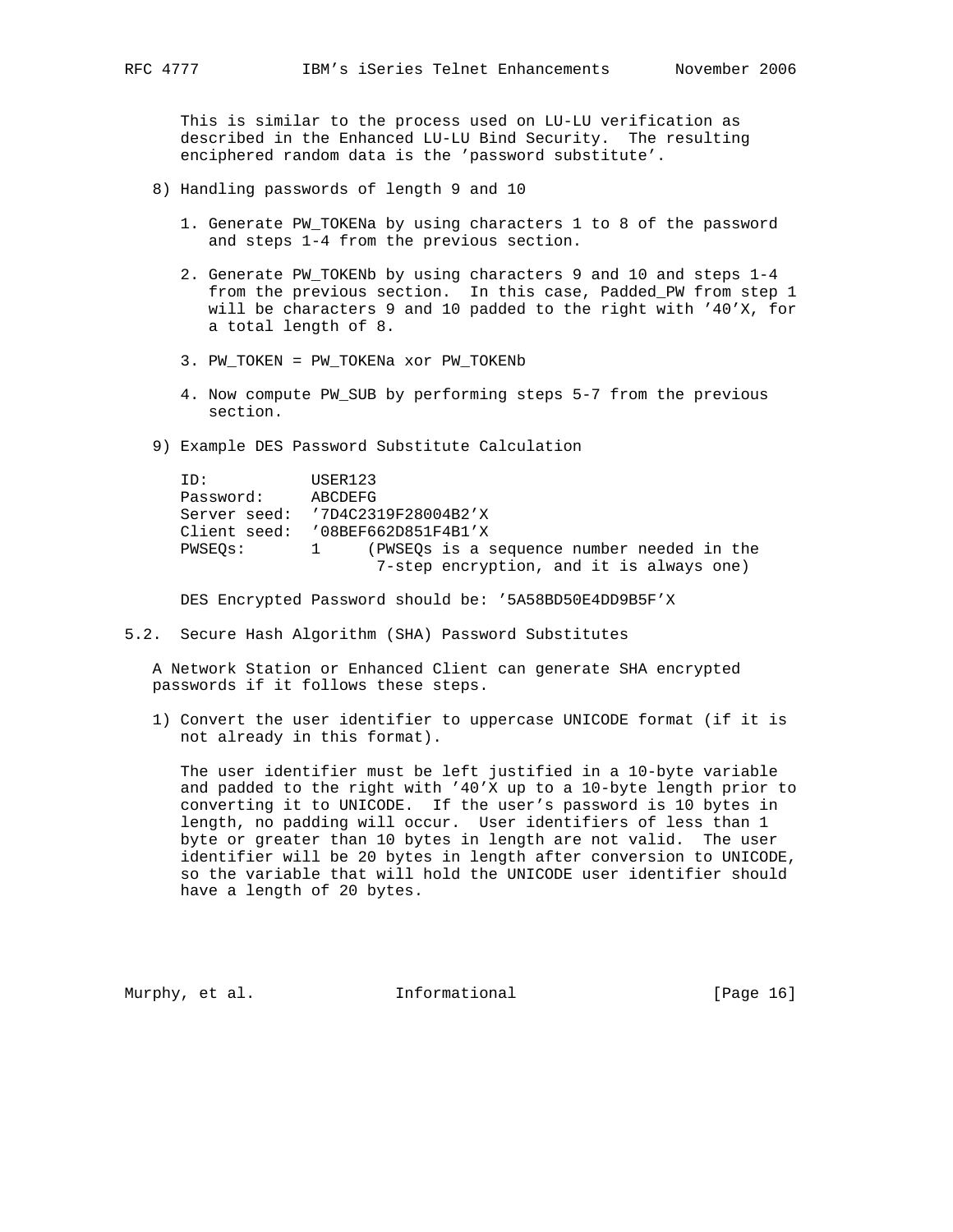This is similar to the process used on LU-LU verification as described in the Enhanced LU-LU Bind Security. The resulting enciphered random data is the 'password substitute'.

8) Handling passwords of length 9 and 10

   1. Generate PW_TOKENa by using characters 1 to 8 of the password and steps 1-4 from the previous section.

   2. Generate PW_TOKENb by using characters 9 and 10 and steps 1-4 from the previous section. In this case, Padded_PW from step 1 will be characters 9 and 10 padded to the right with '40'X, for a total length of 8.

   3. PW_TOKEN = PW_TOKENa xor PW_TOKENb

   4. Now compute PW_SUB by performing steps 5-7 from the previous section.

9) Example DES Password Substitute Calculation

```
ID:           USER123
Password:     ABCDEFG
Server seed:  '7D4C2319F28004B2'X
Client seed:  '08BEF662D851F4B1'X
PWSEQs:       1     (PWSEQs is a sequence number needed in the
                     7-step encryption, and it is always one)
```

DES Encrypted Password should be: '5A58BD50E4DD9B5F'X

## 5.2. Secure Hash Algorithm (SHA) Password Substitutes

A Network Station or Enhanced Client can generate SHA encrypted passwords if it follows these steps.

1) Convert the user identifier to uppercase UNICODE format (if it is not already in this format).

   The user identifier must be left justified in a 10-byte variable and padded to the right with '40'X up to a 10-byte length prior to converting it to UNICODE. If the user's password is 10 bytes in length, no padding will occur. User identifiers of less than 1 byte or greater than 10 bytes in length are not valid. The user identifier will be 20 bytes in length after conversion to UNICODE, so the variable that will hold the UNICODE user identifier should have a length of 20 bytes.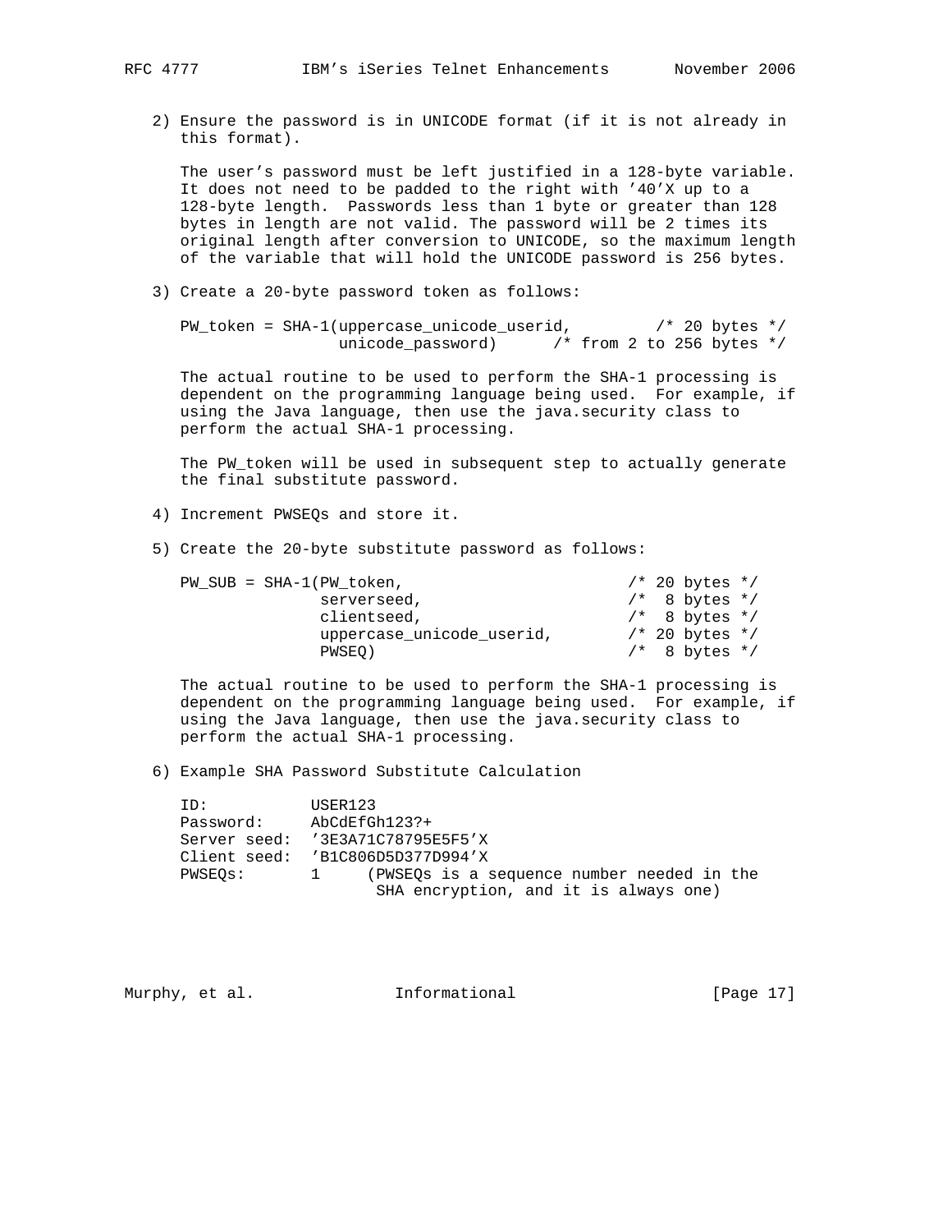2) Ensure the password is in UNICODE format (if it is not already in this format).

   The user's password must be left justified in a 128-byte variable. It does not need to be padded to the right with '40'X up to a 128-byte length. Passwords less than 1 byte or greater than 128 bytes in length are not valid. The password will be 2 times its original length after conversion to UNICODE, so the maximum length of the variable that will hold the UNICODE password is 256 bytes.

3) Create a 20-byte password token as follows:

```
PW_token = SHA-1(uppercase_unicode_userid,         /* 20 bytes */
                 unicode_password)      /* from 2 to 256 bytes */
```

   The actual routine to be used to perform the SHA-1 processing is dependent on the programming language being used. For example, if using the Java language, then use the java.security class to perform the actual SHA-1 processing.

   The PW_token will be used in subsequent step to actually generate the final substitute password.

4) Increment PWSEQs and store it.

5) Create the 20-byte substitute password as follows:

```
PW_SUB = SHA-1(PW_token,                        /* 20 bytes */
               serverseed,                      /*  8 bytes */
               clientseed,                      /*  8 bytes */
               uppercase_unicode_userid,        /* 20 bytes */
               PWSEQ)                           /*  8 bytes */
```

   The actual routine to be used to perform the SHA-1 processing is dependent on the programming language being used. For example, if using the Java language, then use the java.security class to perform the actual SHA-1 processing.

6) Example SHA Password Substitute Calculation

```
ID:           USER123
Password:     AbCdEfGh123?+
Server seed:  '3E3A71C78795E5F5'X
Client seed:  'B1C806D5D377D994'X
PWSEQs:       1     (PWSEQs is a sequence number needed in the
                     SHA encryption, and it is always one)
```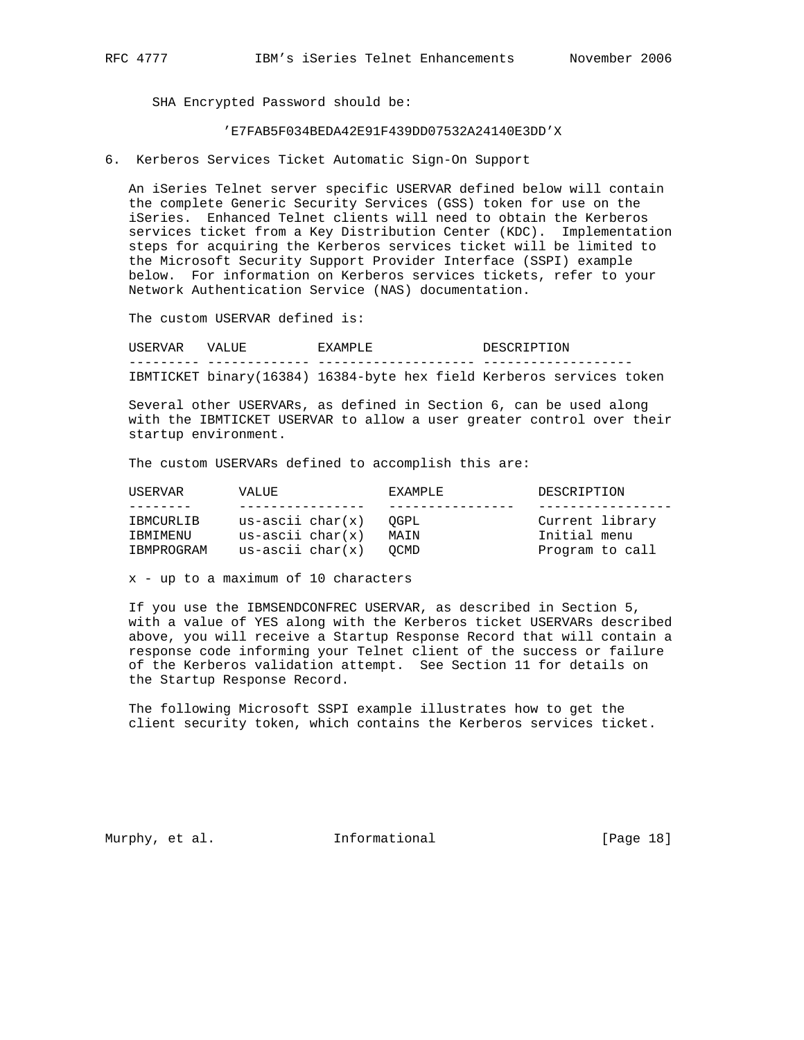SHA Encrypted Password should be:

'E7FAB5F034BEDA42E91F439DD07532A24140E3DD'X

## 6. Kerberos Services Ticket Automatic Sign-On Support

An iSeries Telnet server specific USERVAR defined below will contain the complete Generic Security Services (GSS) token for use on the iSeries. Enhanced Telnet clients will need to obtain the Kerberos services ticket from a Key Distribution Center (KDC). Implementation steps for acquiring the Kerberos services ticket will be limited to the Microsoft Security Support Provider Interface (SSPI) example below. For information on Kerberos services tickets, refer to your Network Authentication Service (NAS) documentation.

The custom USERVAR defined is:

| USERVAR | VALUE | EXAMPLE | DESCRIPTION |
| --- | --- | --- | --- |
| IBMTICKET | binary(16384) | 16384-byte hex field | Kerberos services token |

Several other USERVARs, as defined in Section 6, can be used along with the IBMTICKET USERVAR to allow a user greater control over their startup environment.

The custom USERVARs defined to accomplish this are:

| USERVAR | VALUE | EXAMPLE | DESCRIPTION |
| --- | --- | --- | --- |
| IBMCURLIB | us-ascii char(x) | QGPL | Current library |
| IBMIMENU | us-ascii char(x) | MAIN | Initial menu |
| IBMPROGRAM | us-ascii char(x) | QCMD | Program to call |

x - up to a maximum of 10 characters

If you use the IBMSENDCONFREC USERVAR, as described in Section 5, with a value of YES along with the Kerberos ticket USERVARs described above, you will receive a Startup Response Record that will contain a response code informing your Telnet client of the success or failure of the Kerberos validation attempt. See Section 11 for details on the Startup Response Record.

The following Microsoft SSPI example illustrates how to get the client security token, which contains the Kerberos services ticket.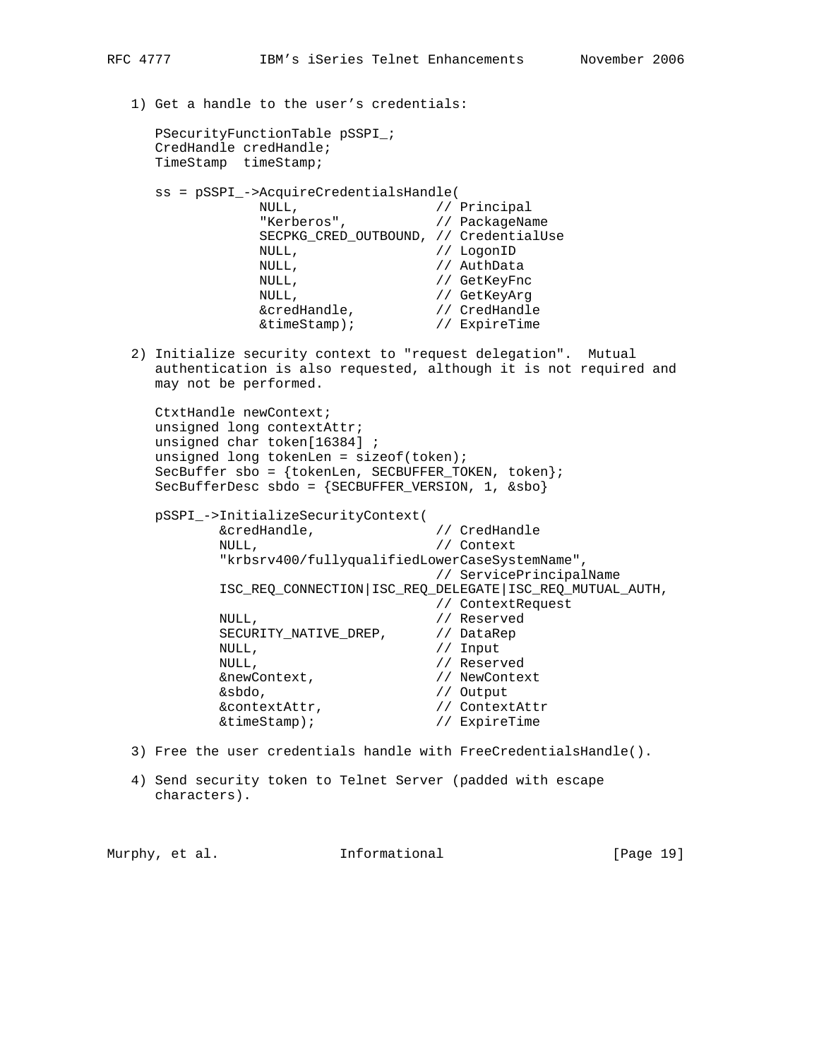1) Get a handle to the user's credentials:

```
PSecurityFunctionTable pSSPI_;
CredHandle credHandle;
TimeStamp  timeStamp;

ss = pSSPI_->AcquireCredentialsHandle(
             NULL,                 // Principal
             "Kerberos",           // PackageName
             SECPKG_CRED_OUTBOUND, // CredentialUse
             NULL,                 // LogonID
             NULL,                 // AuthData
             NULL,                 // GetKeyFnc
             NULL,                 // GetKeyArg
             &credHandle,          // CredHandle
             &timeStamp);          // ExpireTime
```

2) Initialize security context to "request delegation". Mutual authentication is also requested, although it is not required and may not be performed.

```
CtxtHandle newContext;
unsigned long contextAttr;
unsigned char token[16384] ;
unsigned long tokenLen = sizeof(token);
SecBuffer sbo = {tokenLen, SECBUFFER_TOKEN, token};
SecBufferDesc sbdo = {SECBUFFER_VERSION, 1, &sbo}

pSSPI_->InitializeSecurityContext(
        &credHandle,               // CredHandle
        NULL,                      // Context
        "krbsrv400/fullyqualifiedLowerCaseSystemName",
                                   // ServicePrincipalName
        ISC_REQ_CONNECTION|ISC_REQ_DELEGATE|ISC_REQ_MUTUAL_AUTH,
                                   // ContextRequest
        NULL,                      // Reserved
        SECURITY_NATIVE_DREP,      // DataRep
        NULL,                      // Input
        NULL,                      // Reserved
        &newContext,               // NewContext
        &sbdo,                     // Output
        &contextAttr,              // ContextAttr
        &timeStamp);               // ExpireTime
```

3) Free the user credentials handle with FreeCredentialsHandle().

4) Send security token to Telnet Server (padded with escape characters).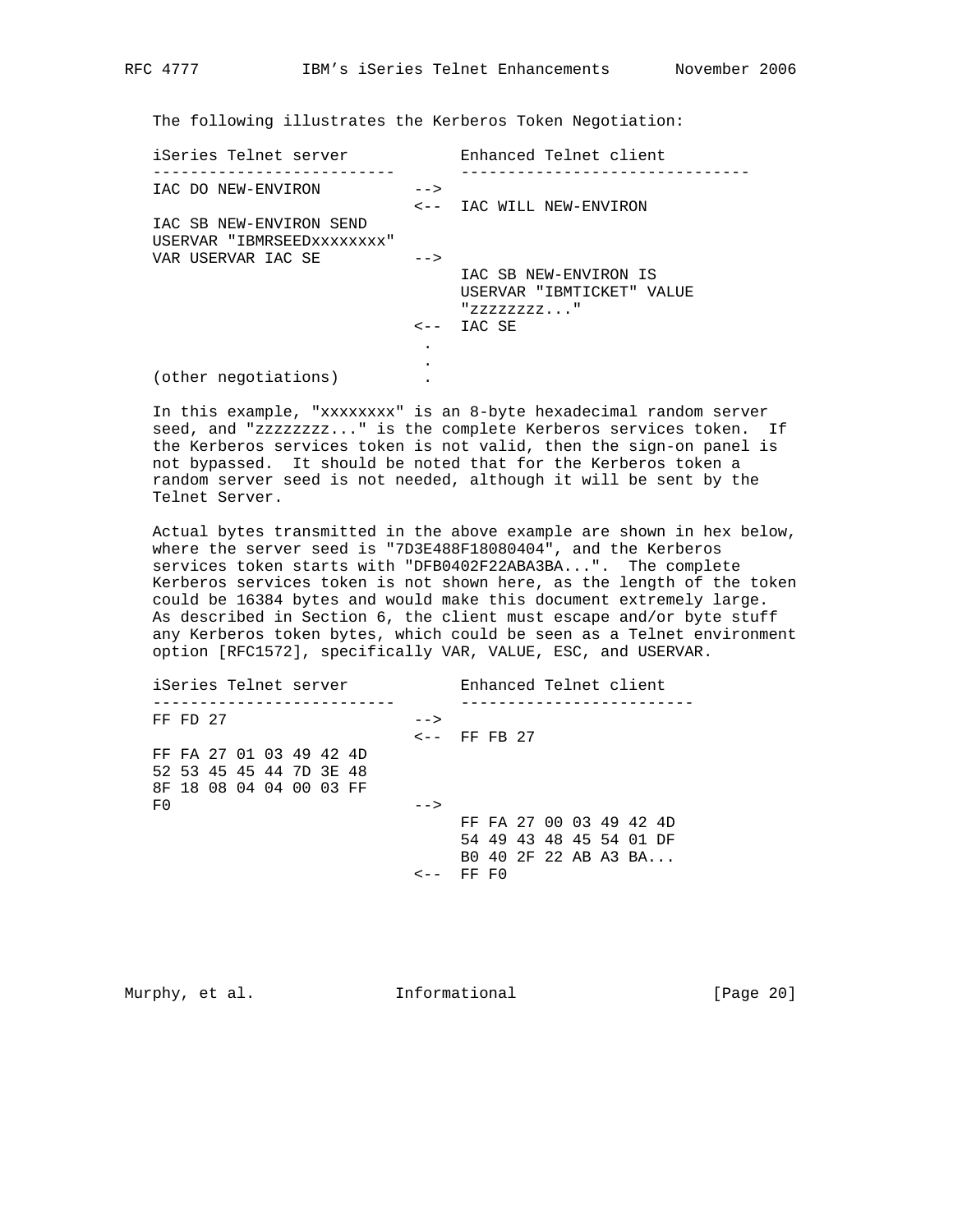The following illustrates the Kerberos Token Negotiation:

```
iSeries Telnet server            Enhanced Telnet client
--------------------------       -------------------------------
IAC DO NEW-ENVIRON          -->
                            <--  IAC WILL NEW-ENVIRON
IAC SB NEW-ENVIRON SEND
USERVAR "IBMRSEEDxxxxxxxx"
VAR USERVAR IAC SE          -->
                                 IAC SB NEW-ENVIRON IS
                                 USERVAR "IBMTICKET" VALUE
                                 "zzzzzzzz..."
                            <--  IAC SE
                             .
                             .
(other negotiations)         .
```

In this example, "xxxxxxxx" is an 8-byte hexadecimal random server seed, and "zzzzzzzz..." is the complete Kerberos services token. If the Kerberos services token is not valid, then the sign-on panel is not bypassed. It should be noted that for the Kerberos token a random server seed is not needed, although it will be sent by the Telnet Server.

Actual bytes transmitted in the above example are shown in hex below, where the server seed is "7D3E488F18080404", and the Kerberos services token starts with "DFB0402F22ABA3BA...". The complete Kerberos services token is not shown here, as the length of the token could be 16384 bytes and would make this document extremely large. As described in Section 6, the client must escape and/or byte stuff any Kerberos token bytes, which could be seen as a Telnet environment option [RFC1572], specifically VAR, VALUE, ESC, and USERVAR.

```
iSeries Telnet server            Enhanced Telnet client
--------------------------       -------------------------
FF FD 27                    -->
                            <--  FF FB 27
FF FA 27 01 03 49 42 4D
52 53 45 45 44 7D 3E 48
8F 18 08 04 04 00 03 FF
F0                          -->
                                 FF FA 27 00 03 49 42 4D
                                 54 49 43 48 45 54 01 DF
                                 B0 40 2F 22 AB A3 BA...
                            <--  FF F0
```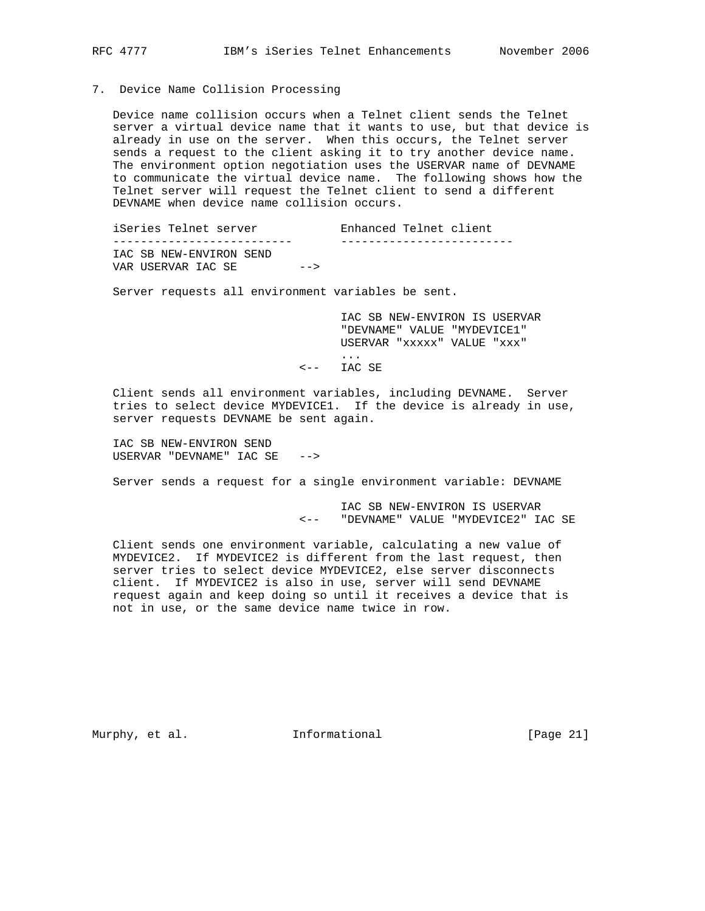## 7. Device Name Collision Processing

Device name collision occurs when a Telnet client sends the Telnet server a virtual device name that it wants to use, but that device is already in use on the server. When this occurs, the Telnet server sends a request to the client asking it to try another device name. The environment option negotiation uses the USERVAR name of DEVNAME to communicate the virtual device name. The following shows how the Telnet server will request the Telnet client to send a different DEVNAME when device name collision occurs.

```
iSeries Telnet server            Enhanced Telnet client
--------------------------       -------------------------
IAC SB NEW-ENVIRON SEND
VAR USERVAR IAC SE         -->
```

Server requests all environment variables be sent.

```
                                 IAC SB NEW-ENVIRON IS USERVAR
                                 "DEVNAME" VALUE "MYDEVICE1"
                                 USERVAR "xxxxx" VALUE "xxx"
                                 ...
                           <--   IAC SE
```

Client sends all environment variables, including DEVNAME. Server tries to select device MYDEVICE1. If the device is already in use, server requests DEVNAME be sent again.

```
IAC SB NEW-ENVIRON SEND
USERVAR "DEVNAME" IAC SE   -->
```

Server sends a request for a single environment variable: DEVNAME

```
                                 IAC SB NEW-ENVIRON IS USERVAR
                           <--   "DEVNAME" VALUE "MYDEVICE2" IAC SE
```

Client sends one environment variable, calculating a new value of MYDEVICE2. If MYDEVICE2 is different from the last request, then server tries to select device MYDEVICE2, else server disconnects client. If MYDEVICE2 is also in use, server will send DEVNAME request again and keep doing so until it receives a device that is not in use, or the same device name twice in row.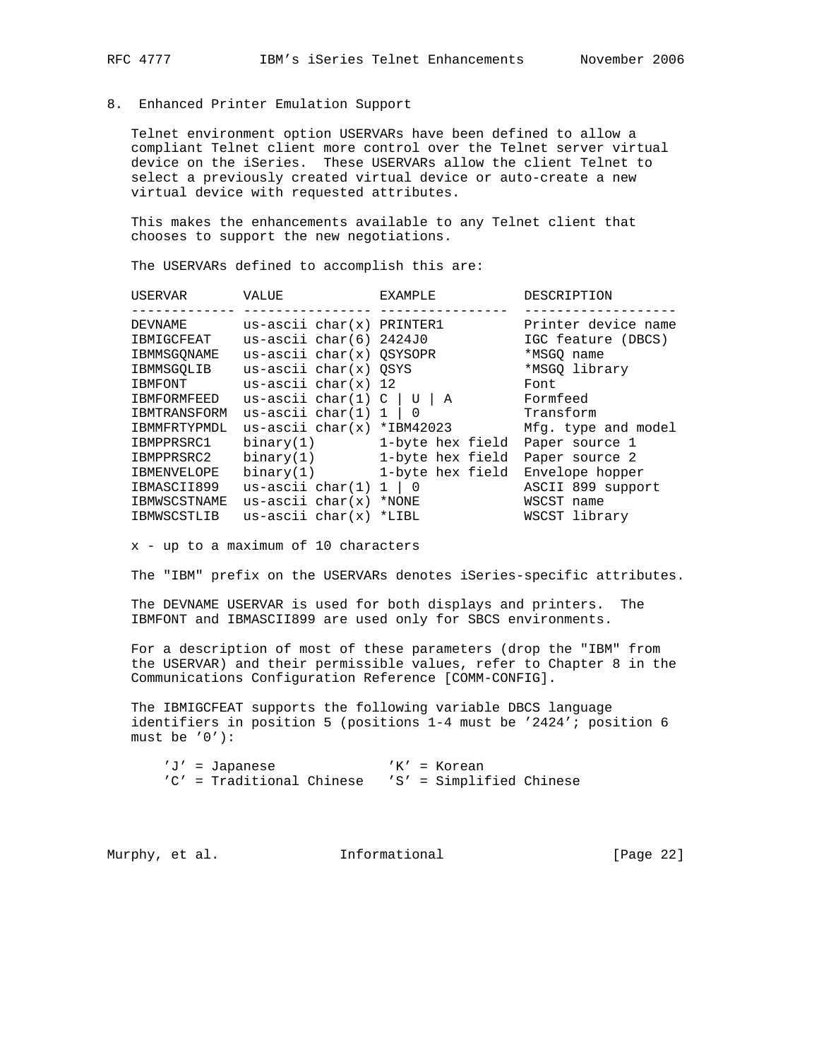## 8. Enhanced Printer Emulation Support

Telnet environment option USERVARs have been defined to allow a compliant Telnet client more control over the Telnet server virtual device on the iSeries. These USERVARs allow the client Telnet to select a previously created virtual device or auto-create a new virtual device with requested attributes.

This makes the enhancements available to any Telnet client that chooses to support the new negotiations.

The USERVARs defined to accomplish this are:

| USERVAR | VALUE | EXAMPLE | DESCRIPTION |
|---|---|---|---|
| DEVNAME | us-ascii char(x) | PRINTER1 | Printer device name |
| IBMIGCFEAT | us-ascii char(6) | 2424J0 | IGC feature (DBCS) |
| IBMMSGQNAME | us-ascii char(x) | QSYSOPR | *MSGQ name |
| IBMMSGQLIB | us-ascii char(x) | QSYS | *MSGQ library |
| IBMFONT | us-ascii char(x) | 12 | Font |
| IBMFORMFEED | us-ascii char(1) | C \| U \| A | Formfeed |
| IBMTRANSFORM | us-ascii char(1) | 1 \| 0 | Transform |
| IBMMFRTYPMDL | us-ascii char(x) | *IBM42023 | Mfg. type and model |
| IBMPPRSRC1 | binary(1) | 1-byte hex field | Paper source 1 |
| IBMPPRSRC2 | binary(1) | 1-byte hex field | Paper source 2 |
| IBMENVELOPE | binary(1) | 1-byte hex field | Envelope hopper |
| IBMASCII899 | us-ascii char(1) | 1 \| 0 | ASCII 899 support |
| IBMWSCSTNAME | us-ascii char(x) | *NONE | WSCST name |
| IBMWSCSTLIB | us-ascii char(x) | *LIBL | WSCST library |

x - up to a maximum of 10 characters

The "IBM" prefix on the USERVARs denotes iSeries-specific attributes.

The DEVNAME USERVAR is used for both displays and printers. The IBMFONT and IBMASCII899 are used only for SBCS environments.

For a description of most of these parameters (drop the "IBM" from the USERVAR) and their permissible values, refer to Chapter 8 in the Communications Configuration Reference [COMM-CONFIG].

The IBMIGCFEAT supports the following variable DBCS language identifiers in position 5 (positions 1-4 must be '2424'; position 6 must be '0'):

```
'J' = Japanese             'K' = Korean
'C' = Traditional Chinese  'S' = Simplified Chinese
```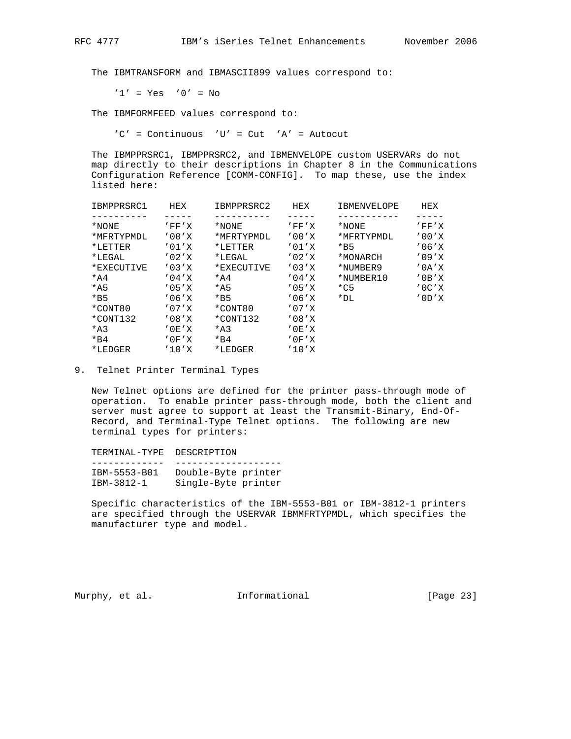The IBMTRANSFORM and IBMASCII899 values correspond to:

'1' = Yes '0' = No

The IBMFORMFEED values correspond to:

'C' = Continuous 'U' = Cut 'A' = Autocut

The IBMPPRSRC1, IBMPPRSRC2, and IBMENVELOPE custom USERVARs do not map directly to their descriptions in Chapter 8 in the Communications Configuration Reference [COMM-CONFIG]. To map these, use the index listed here:

| IBMPPRSRC1 | HEX | IBMPPRSRC2 | HEX | IBMENVELOPE | HEX |
|---|---|---|---|---|---|
| *NONE | 'FF'X | *NONE | 'FF'X | *NONE | 'FF'X |
| *MFRTYPMDL | '00'X | *MFRTYPMDL | '00'X | *MFRTYPMDL | '00'X |
| *LETTER | '01'X | *LETTER | '01'X | *B5 | '06'X |
| *LEGAL | '02'X | *LEGAL | '02'X | *MONARCH | '09'X |
| *EXECUTIVE | '03'X | *EXECUTIVE | '03'X | *NUMBER9 | '0A'X |
| *A4 | '04'X | *A4 | '04'X | *NUMBER10 | '0B'X |
| *A5 | '05'X | *A5 | '05'X | *C5 | '0C'X |
| *B5 | '06'X | *B5 | '06'X | *DL | '0D'X |
| *CONT80 | '07'X | *CONT80 | '07'X | | |
| *CONT132 | '08'X | *CONT132 | '08'X | | |
| *A3 | '0E'X | *A3 | '0E'X | | |
| *B4 | '0F'X | *B4 | '0F'X | | |
| *LEDGER | '10'X | *LEDGER | '10'X | | |

## 9. Telnet Printer Terminal Types

New Telnet options are defined for the printer pass-through mode of operation. To enable printer pass-through mode, both the client and server must agree to support at least the Transmit-Binary, End-Of-Record, and Terminal-Type Telnet options. The following are new terminal types for printers:

| TERMINAL-TYPE | DESCRIPTION |
|---|---|
| IBM-5553-B01 | Double-Byte printer |
| IBM-3812-1 | Single-Byte printer |

Specific characteristics of the IBM-5553-B01 or IBM-3812-1 printers are specified through the USERVAR IBMMFRTYPMDL, which specifies the manufacturer type and model.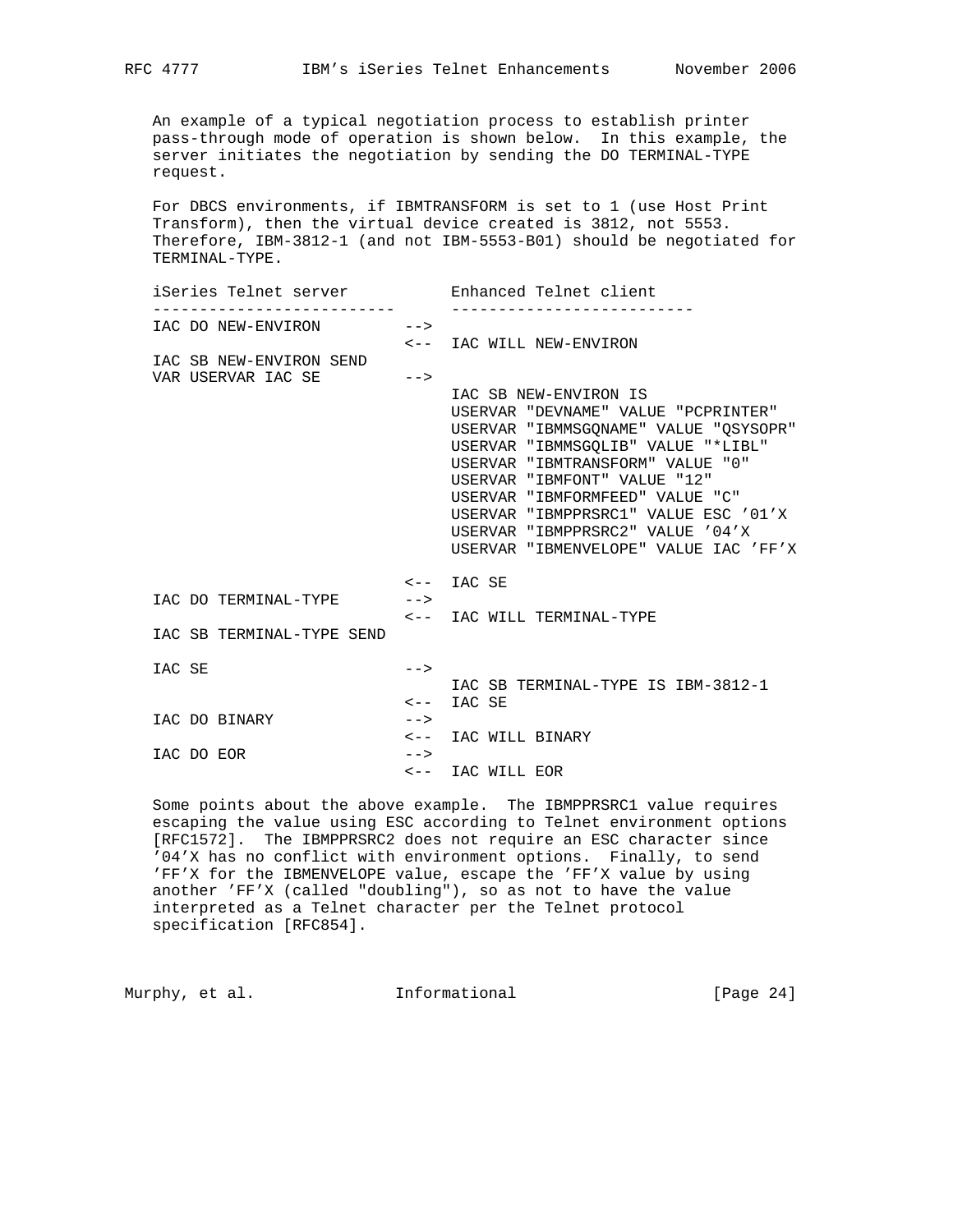An example of a typical negotiation process to establish printer pass-through mode of operation is shown below. In this example, the server initiates the negotiation by sending the DO TERMINAL-TYPE request.

For DBCS environments, if IBMTRANSFORM is set to 1 (use Host Print Transform), then the virtual device created is 3812, not 5553. Therefore, IBM-3812-1 (and not IBM-5553-B01) should be negotiated for TERMINAL-TYPE.

```
iSeries Telnet server           Enhanced Telnet client
--------------------------      --------------------------
IAC DO NEW-ENVIRON         -->
                           <--  IAC WILL NEW-ENVIRON
IAC SB NEW-ENVIRON SEND
VAR USERVAR IAC SE         -->
                                IAC SB NEW-ENVIRON IS
                                USERVAR "DEVNAME" VALUE "PCPRINTER"
                                USERVAR "IBMMSGQNAME" VALUE "QSYSOPR"
                                USERVAR "IBMMSGQLIB" VALUE "*LIBL"
                                USERVAR "IBMTRANSFORM" VALUE "0"
                                USERVAR "IBMFONT" VALUE "12"
                                USERVAR "IBMFORMFEED" VALUE "C"
                                USERVAR "IBMPPRSRC1" VALUE ESC '01'X
                                USERVAR "IBMPPRSRC2" VALUE '04'X
                                USERVAR "IBMENVELOPE" VALUE IAC 'FF'X

                           <--  IAC SE
IAC DO TERMINAL-TYPE       -->
                           <--  IAC WILL TERMINAL-TYPE
IAC SB TERMINAL-TYPE SEND

IAC SE                     -->
                                IAC SB TERMINAL-TYPE IS IBM-3812-1
                           <--  IAC SE
IAC DO BINARY              -->
                           <--  IAC WILL BINARY
IAC DO EOR                 -->
                           <--  IAC WILL EOR
```

Some points about the above example. The IBMPPRSRC1 value requires escaping the value using ESC according to Telnet environment options [RFC1572]. The IBMPPRSRC2 does not require an ESC character since '04'X has no conflict with environment options. Finally, to send 'FF'X for the IBMENVELOPE value, escape the 'FF'X value by using another 'FF'X (called "doubling"), so as not to have the value interpreted as a Telnet character per the Telnet protocol specification [RFC854].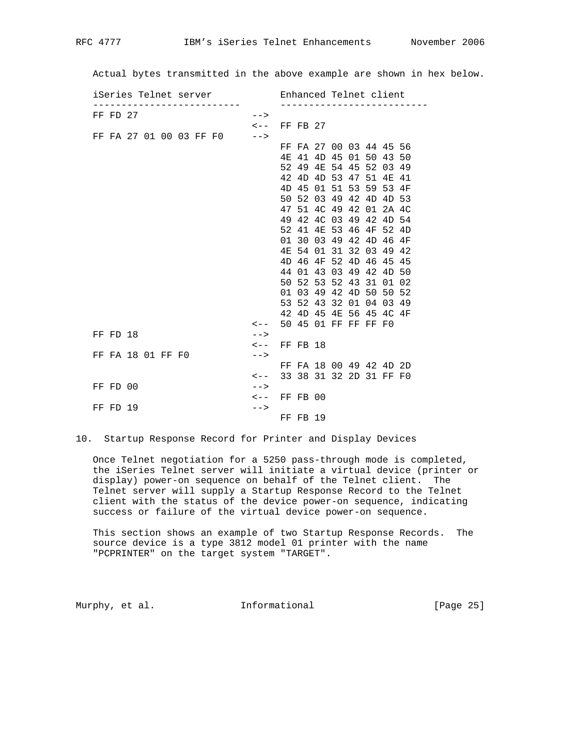Actual bytes transmitted in the above example are shown in hex below.

```
iSeries Telnet server            Enhanced Telnet client
--------------------------       --------------------------
FF FD 27                   -->
                           <--   FF FB 27
FF FA 27 01 00 03 FF F0    -->
                                 FF FA 27 00 03 44 45 56
                                 4E 41 4D 45 01 50 43 50
                                 52 49 4E 54 45 52 03 49
                                 42 4D 4D 53 47 51 4E 41
                                 4D 45 01 51 53 59 53 4F
                                 50 52 03 49 42 4D 4D 53
                                 47 51 4C 49 42 01 2A 4C
                                 49 42 4C 03 49 42 4D 54
                                 52 41 4E 53 46 4F 52 4D
                                 01 30 03 49 42 4D 46 4F
                                 4E 54 01 31 32 03 49 42
                                 4D 46 4F 52 4D 46 45 45
                                 44 01 43 03 49 42 4D 50
                                 50 52 53 52 43 31 01 02
                                 01 03 49 42 4D 50 50 52
                                 53 52 43 32 01 04 03 49
                                 42 4D 45 4E 56 45 4C 4F
                           <--   50 45 01 FF FF FF F0
FF FD 18                   -->
                           <--   FF FB 18
FF FA 18 01 FF F0          -->
                                 FF FA 18 00 49 42 4D 2D
                           <--   33 38 31 32 2D 31 FF F0
FF FD 00                   -->
                           <--   FF FB 00
FF FD 19                   -->
                                 FF FB 19
```

## 10. Startup Response Record for Printer and Display Devices

Once Telnet negotiation for a 5250 pass-through mode is completed, the iSeries Telnet server will initiate a virtual device (printer or display) power-on sequence on behalf of the Telnet client. The Telnet server will supply a Startup Response Record to the Telnet client with the status of the device power-on sequence, indicating success or failure of the virtual device power-on sequence.

This section shows an example of two Startup Response Records. The source device is a type 3812 model 01 printer with the name "PCPRINTER" on the target system "TARGET".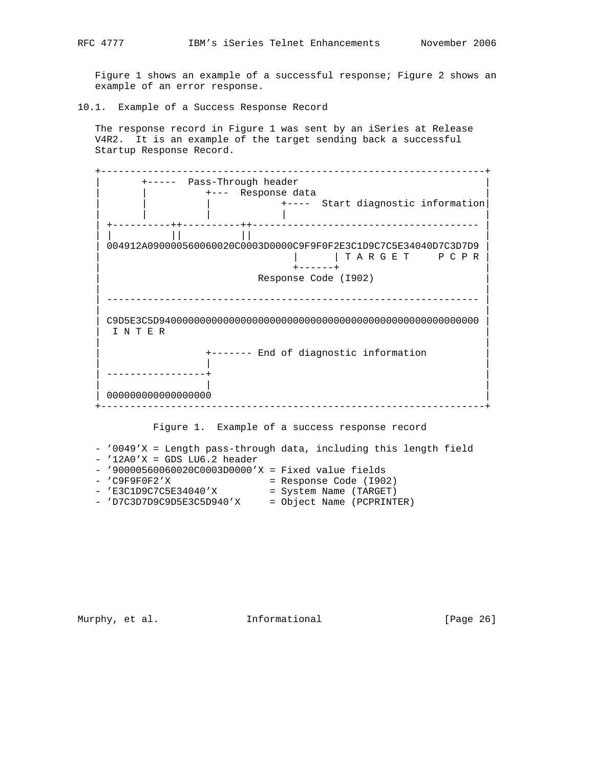Figure 1 shows an example of a successful response; Figure 2 shows an example of an error response.

## 10.1. Example of a Success Response Record

The response record in Figure 1 was sent by an iSeries at Release V4R2. It is an example of the target sending back a successful Startup Response Record.

```
+-----------------------------------------------------------------+
|       +-----  Pass-Through header                               |
|       |          +---  Response data                            |
|       |          |            +----  Start diagnostic information|
|       |          |            |                                 |
| +----------++----------++-------------------------------------- |
| |          ||          ||                                       |
| 004912A090000560060020C0003D0000C9F9F0F2E3C1D9C7C5E34040D7C3D7D9 |
|                               |      | T A R G E T     P C P R |
|                               +------+                          |
|                         Response Code (I902)                    |
|                                                                 |
| --------------------------------------------------------------- |
|                                                                 |
| C9D5E3C5D9400000000000000000000000000000000000000000000000000000 |
|  I N T E R                                                      |
|                                                                 |
|                  +------- End of diagnostic information         |
|                  |                                              |
| -----------------+                                              |
|                  |                                              |
| 000000000000000000                                              |
+-----------------------------------------------------------------+
```

Figure 1. Example of a success response record

- '0049'X = Length pass-through data, including this length field
- '12A0'X = GDS LU6.2 header
- '90000560060020C0003D0000'X = Fixed value fields
- 'C9F9F0F2'X                 = Response Code (I902)
- 'E3C1D9C7C5E34040'X         = System Name (TARGET)
- 'D7C3D7D9C9D5E3C5D940'X     = Object Name (PCPRINTER)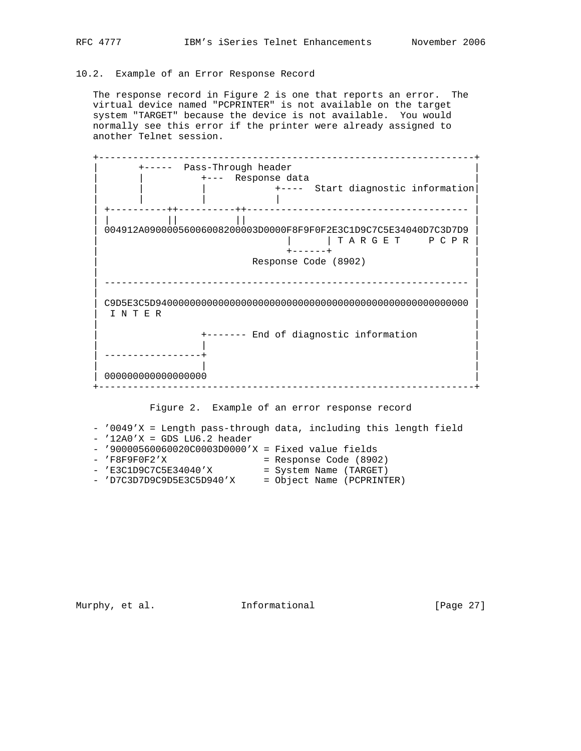## 10.2. Example of an Error Response Record

The response record in Figure 2 is one that reports an error. The virtual device named "PCPRINTER" is not available on the target system "TARGET" because the device is not available. You would normally see this error if the printer were already assigned to another Telnet session.

```
+----------------------------------------------------------------+
|       +-----  Pass-Through header                              |
|       |          +---  Response data                           |
|       |          |            +----  Start diagnostic information|
|       |          |            |                                |
| +----------++----------++--------------------------------------- |
| |          ||          ||                                      |
| 004912A090000056006008200003D0000F8F9F0F2E3C1D9C7C5E34040D7C3D7D9 |
|                               |      | T A R G E T     P C P R |
|                               +------+                         |
|                         Response Code (8902)                   |
|                                                                |
| -------------------------------------------------------------- |
|                                                                |
| C9D5E3C5D9400000000000000000000000000000000000000000000000000000 |
|  I N T E R                                                     |
|                                                                |
|                  +------- End of diagnostic information        |
|                  |                                             |
| -----------------+                                             |
|                  |                                             |
| 000000000000000000                                             |
+----------------------------------------------------------------+
```

Figure 2. Example of an error response record

- '0049'X = Length pass-through data, including this length field
- '12A0'X = GDS LU6.2 header
- '90000560060020C0003D0000'X = Fixed value fields
- 'F8F9F0F2'X = Response Code (8902)
- 'E3C1D9C7C5E34040'X = System Name (TARGET)
- 'D7C3D7D9C9D5E3C5D940'X = Object Name (PCPRINTER)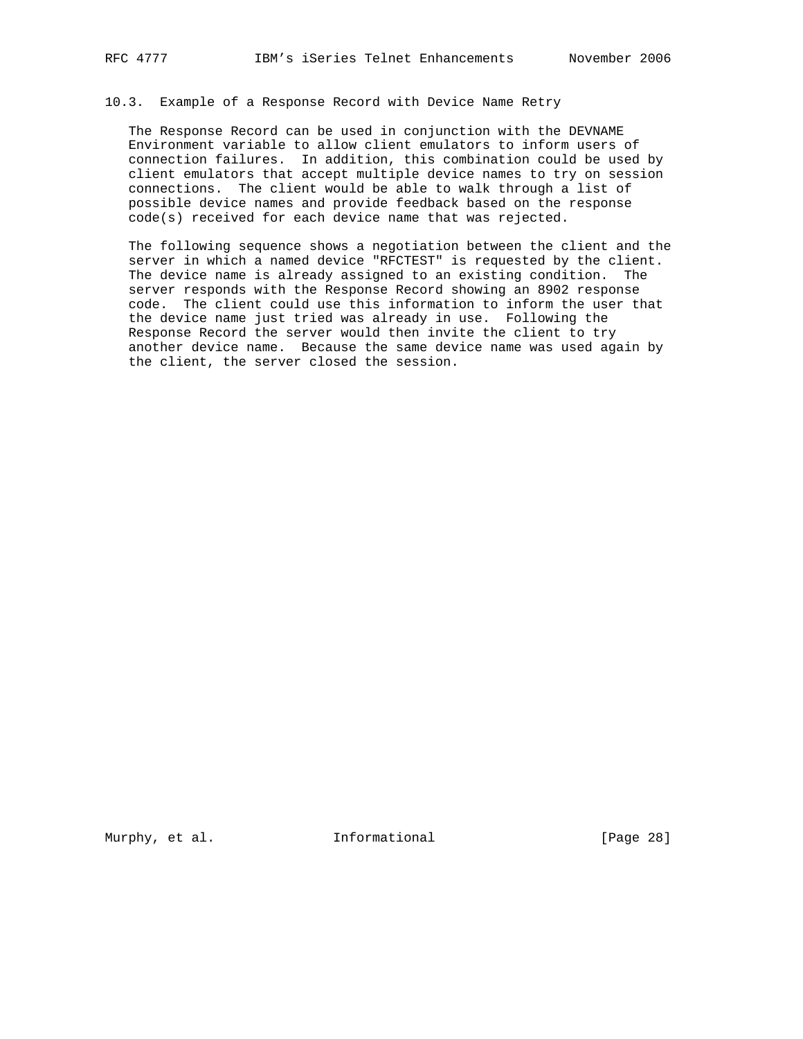### 10.3. Example of a Response Record with Device Name Retry

The Response Record can be used in conjunction with the DEVNAME Environment variable to allow client emulators to inform users of connection failures. In addition, this combination could be used by client emulators that accept multiple device names to try on session connections. The client would be able to walk through a list of possible device names and provide feedback based on the response code(s) received for each device name that was rejected.

The following sequence shows a negotiation between the client and the server in which a named device "RFCTEST" is requested by the client. The device name is already assigned to an existing condition. The server responds with the Response Record showing an 8902 response code. The client could use this information to inform the user that the device name just tried was already in use. Following the Response Record the server would then invite the client to try another device name. Because the same device name was used again by the client, the server closed the session.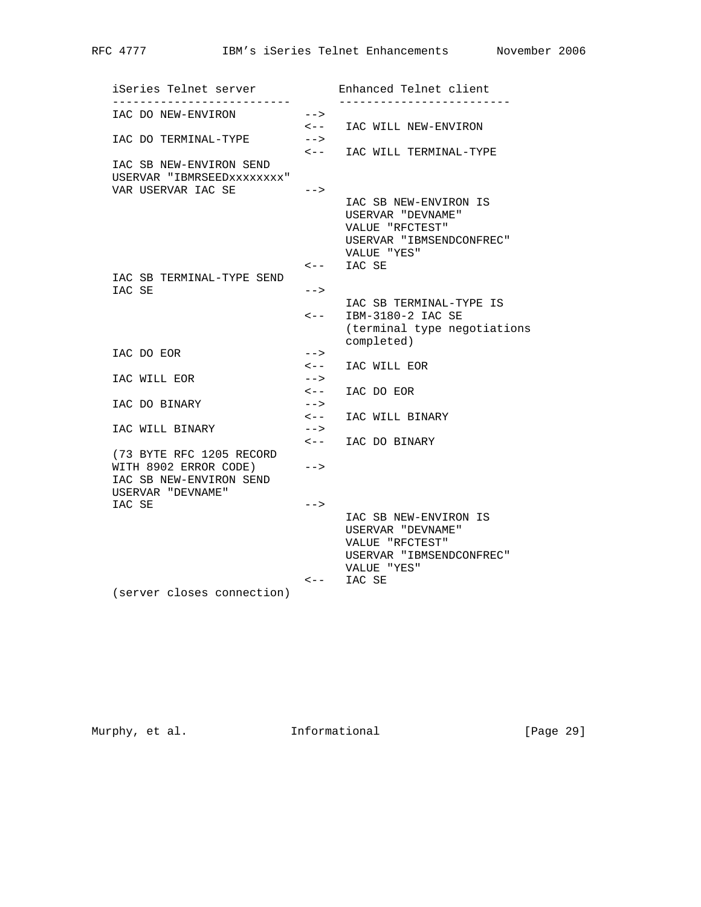```
   iSeries Telnet server            Enhanced Telnet client
   --------------------------       -------------------------
   IAC DO NEW-ENVIRON         -->
                              <--   IAC WILL NEW-ENVIRON
   IAC DO TERMINAL-TYPE       -->
                              <--   IAC WILL TERMINAL-TYPE
   IAC SB NEW-ENVIRON SEND
   USERVAR "IBMRSEEDxxxxxxxx"
   VAR USERVAR IAC SE         -->
                                    IAC SB NEW-ENVIRON IS
                                    USERVAR "DEVNAME"
                                    VALUE "RFCTEST"
                                    USERVAR "IBMSENDCONFREC"
                                    VALUE "YES"
                              <--   IAC SE
   IAC SB TERMINAL-TYPE SEND
   IAC SE                     -->
                                    IAC SB TERMINAL-TYPE IS
                              <--   IBM-3180-2 IAC SE
                                    (terminal type negotiations
                                    completed)
   IAC DO EOR                 -->
                              <--   IAC WILL EOR
   IAC WILL EOR               -->
                              <--   IAC DO EOR
   IAC DO BINARY              -->
                              <--   IAC WILL BINARY
   IAC WILL BINARY            -->
                              <--   IAC DO BINARY
   (73 BYTE RFC 1205 RECORD
   WITH 8902 ERROR CODE)      -->
   IAC SB NEW-ENVIRON SEND
   USERVAR "DEVNAME"
   IAC SE                     -->
                                    IAC SB NEW-ENVIRON IS
                                    USERVAR "DEVNAME"
                                    VALUE "RFCTEST"
                                    USERVAR "IBMSENDCONFREC"
                                    VALUE "YES"
                              <--   IAC SE
   (server closes connection)
```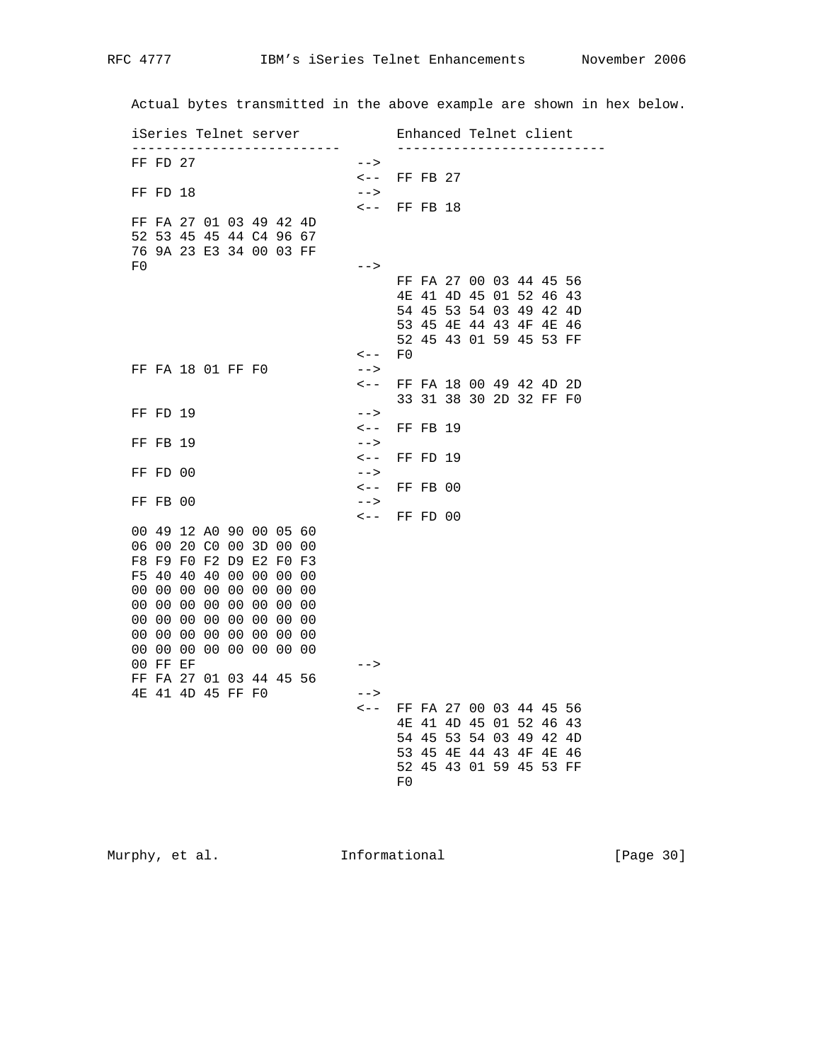Actual bytes transmitted in the above example are shown in hex below.

```
iSeries Telnet server            Enhanced Telnet client
--------------------------       --------------------------
FF FD 27                    -->
                            <--  FF FB 27
FF FD 18                    -->
                            <--  FF FB 18
FF FA 27 01 03 49 42 4D
52 53 45 45 44 C4 96 67
76 9A 23 E3 34 00 03 FF
F0                          -->
                                 FF FA 27 00 03 44 45 56
                                 4E 41 4D 45 01 52 46 43
                                 54 45 53 54 03 49 42 4D
                                 53 45 4E 44 43 4F 4E 46
                                 52 45 43 01 59 45 53 FF
                            <--  F0
FF FA 18 01 FF F0           -->
                            <--  FF FA 18 00 49 42 4D 2D
                                 33 31 38 30 2D 32 FF F0
FF FD 19                    -->
                            <--  FF FB 19
FF FB 19                    -->
                            <--  FF FD 19
FF FD 00                    -->
                            <--  FF FB 00
FF FB 00                    -->
                            <--  FF FD 00
00 49 12 A0 90 00 05 60
06 00 20 C0 00 3D 00 00
F8 F9 F0 F2 D9 E2 F0 F3
F5 40 40 40 00 00 00 00
00 00 00 00 00 00 00 00
00 00 00 00 00 00 00 00
00 00 00 00 00 00 00 00
00 00 00 00 00 00 00 00
00 00 00 00 00 00 00 00
00 FF EF                    -->
FF FA 27 01 03 44 45 56
4E 41 4D 45 FF F0           -->
                            <--  FF FA 27 00 03 44 45 56
                                 4E 41 4D 45 01 52 46 43
                                 54 45 53 54 03 49 42 4D
                                 53 45 4E 44 43 4F 4E 46
                                 52 45 43 01 59 45 53 FF
                                 F0
```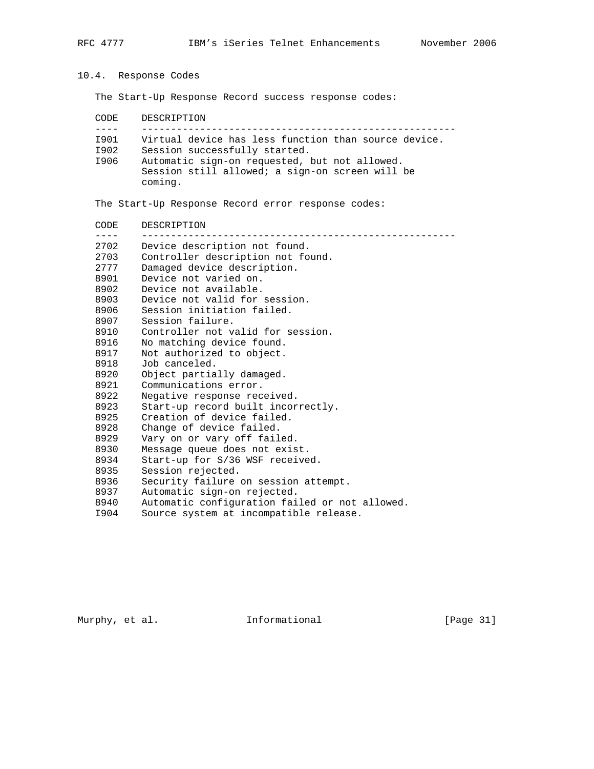### 10.4. Response Codes

The Start-Up Response Record success response codes:

| CODE | DESCRIPTION |
|---|---|
| I901 | Virtual device has less function than source device. |
| I902 | Session successfully started. |
| I906 | Automatic sign-on requested, but not allowed. Session still allowed; a sign-on screen will be coming. |

The Start-Up Response Record error response codes:

| CODE | DESCRIPTION |
|---|---|
| 2702 | Device description not found. |
| 2703 | Controller description not found. |
| 2777 | Damaged device description. |
| 8901 | Device not varied on. |
| 8902 | Device not available. |
| 8903 | Device not valid for session. |
| 8906 | Session initiation failed. |
| 8907 | Session failure. |
| 8910 | Controller not valid for session. |
| 8916 | No matching device found. |
| 8917 | Not authorized to object. |
| 8918 | Job canceled. |
| 8920 | Object partially damaged. |
| 8921 | Communications error. |
| 8922 | Negative response received. |
| 8923 | Start-up record built incorrectly. |
| 8925 | Creation of device failed. |
| 8928 | Change of device failed. |
| 8929 | Vary on or vary off failed. |
| 8930 | Message queue does not exist. |
| 8934 | Start-up for S/36 WSF received. |
| 8935 | Session rejected. |
| 8936 | Security failure on session attempt. |
| 8937 | Automatic sign-on rejected. |
| 8940 | Automatic configuration failed or not allowed. |
| I904 | Source system at incompatible release. |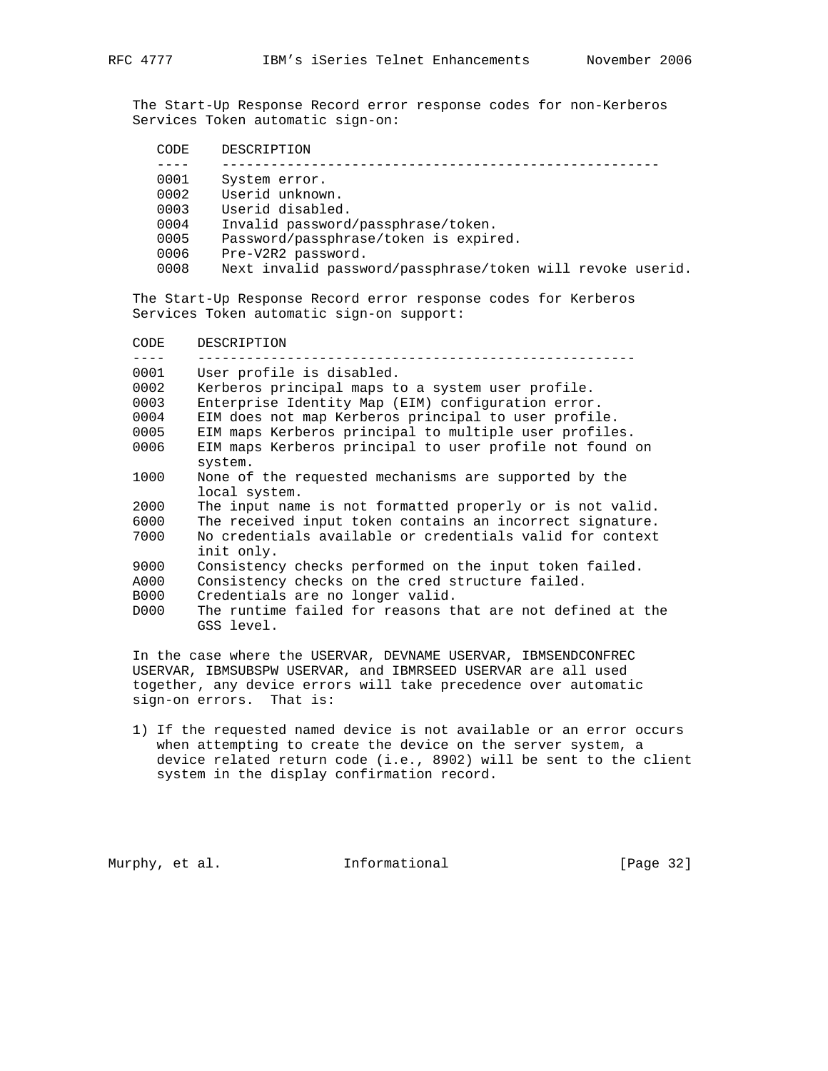The Start-Up Response Record error response codes for non-Kerberos Services Token automatic sign-on:

| CODE | DESCRIPTION |
| --- | --- |
| 0001 | System error. |
| 0002 | Userid unknown. |
| 0003 | Userid disabled. |
| 0004 | Invalid password/passphrase/token. |
| 0005 | Password/passphrase/token is expired. |
| 0006 | Pre-V2R2 password. |
| 0008 | Next invalid password/passphrase/token will revoke userid. |

The Start-Up Response Record error response codes for Kerberos Services Token automatic sign-on support:

| CODE | DESCRIPTION |
| --- | --- |
| 0001 | User profile is disabled. |
| 0002 | Kerberos principal maps to a system user profile. |
| 0003 | Enterprise Identity Map (EIM) configuration error. |
| 0004 | EIM does not map Kerberos principal to user profile. |
| 0005 | EIM maps Kerberos principal to multiple user profiles. |
| 0006 | EIM maps Kerberos principal to user profile not found on system. |
| 1000 | None of the requested mechanisms are supported by the local system. |
| 2000 | The input name is not formatted properly or is not valid. |
| 6000 | The received input token contains an incorrect signature. |
| 7000 | No credentials available or credentials valid for context init only. |
| 9000 | Consistency checks performed on the input token failed. |
| A000 | Consistency checks on the cred structure failed. |
| B000 | Credentials are no longer valid. |
| D000 | The runtime failed for reasons that are not defined at the GSS level. |

In the case where the USERVAR, DEVNAME USERVAR, IBMSENDCONFREC USERVAR, IBMSUBSPW USERVAR, and IBMRSEED USERVAR are all used together, any device errors will take precedence over automatic sign-on errors. That is:

1) If the requested named device is not available or an error occurs when attempting to create the device on the server system, a device related return code (i.e., 8902) will be sent to the client system in the display confirmation record.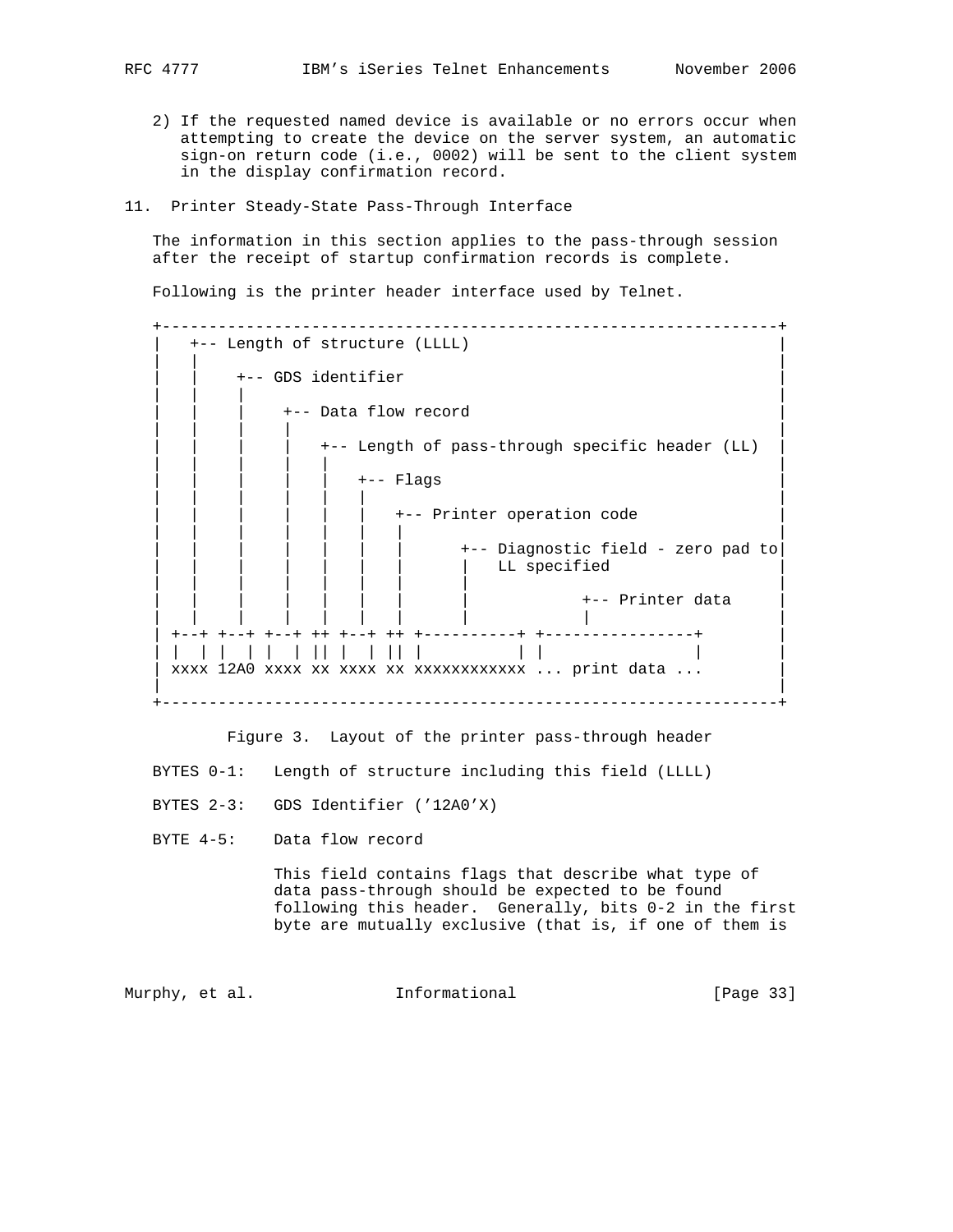2) If the requested named device is available or no errors occur when attempting to create the device on the server system, an automatic sign-on return code (i.e., 0002) will be sent to the client system in the display confirmation record.

## 11. Printer Steady-State Pass-Through Interface

The information in this section applies to the pass-through session after the receipt of startup confirmation records is complete.

Following is the printer header interface used by Telnet.

```
+----------------------------------------------------------------+
|   +-- Length of structure (LLLL)                               |
|   |                                                            |
|   |    +-- GDS identifier                                      |
|   |    |                                                       |
|   |    |    +-- Data flow record                               |
|   |    |    |                                                  |
|   |    |    |   +-- Length of pass-through specific header (LL)|
|   |    |    |   |                                              |
|   |    |    |   |   +-- Flags                                  |
|   |    |    |   |   |                                          |
|   |    |    |   |   |   +-- Printer operation code             |
|   |    |    |   |   |   |                                      |
|   |    |    |   |   |   |      +-- Diagnostic field - zero pad to|
|   |    |    |   |   |   |      |   LL specified                |
|   |    |    |   |   |   |      |                               |
|   |    |    |   |   |   |      |            +-- Printer data   |
|   |    |    |   |   |   |      |            |                  |
| +--+ +--+ +--+ ++ +--+ ++ +----------+ +----------------+       |
| |  | |  | |  | || |  | || |          | |                |       |
| xxxx 12A0 xxxx xx xxxx xx xxxxxxxxxxxx ... print data ...       |
|                                                                |
+----------------------------------------------------------------+
```

Figure 3. Layout of the printer pass-through header

BYTES 0-1: Length of structure including this field (LLLL)

BYTES 2-3: GDS Identifier ('12A0'X)

BYTE 4-5: Data flow record

This field contains flags that describe what type of data pass-through should be expected to be found following this header. Generally, bits 0-2 in the first byte are mutually exclusive (that is, if one of them is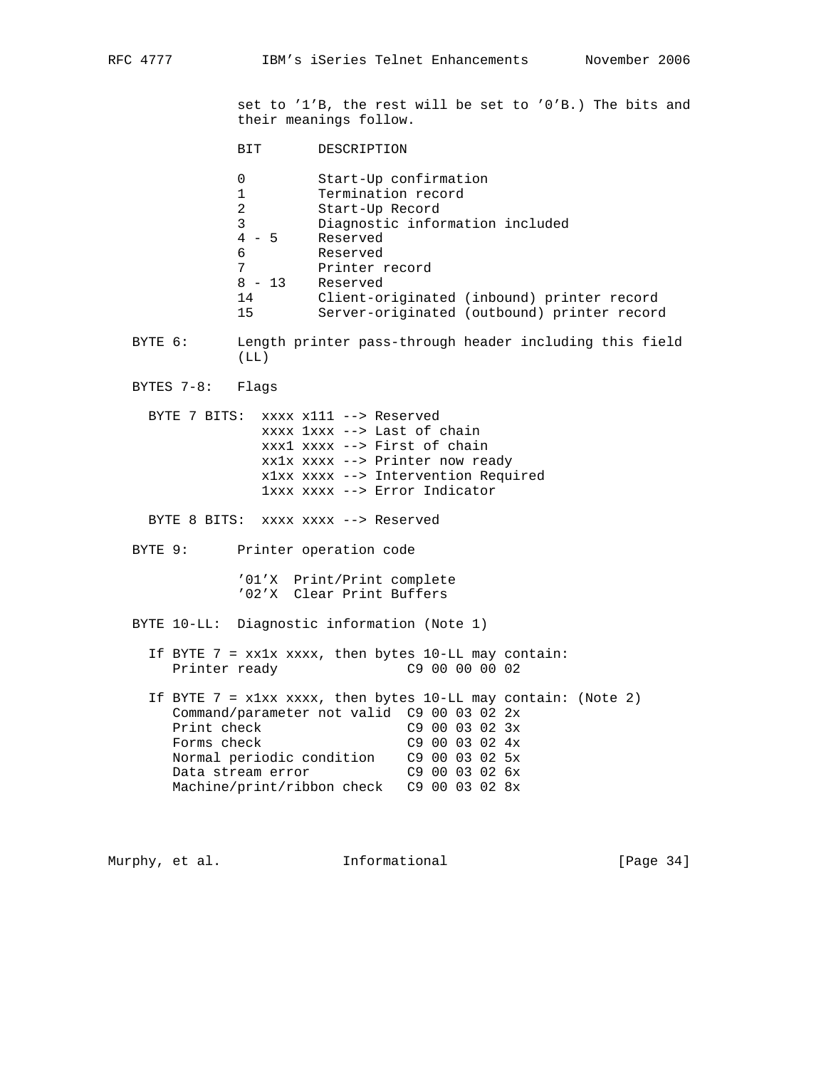set to '1'B, the rest will be set to '0'B.) The bits and their meanings follow.

```
BIT       DESCRIPTION

0         Start-Up confirmation
1         Termination record
2         Start-Up Record
3         Diagnostic information included
4 - 5     Reserved
6         Reserved
7         Printer record
8 - 13    Reserved
14        Client-originated (inbound) printer record
15        Server-originated (outbound) printer record
```

BYTE 6: Length printer pass-through header including this field (LL)

BYTES 7-8: Flags

```
BYTE 7 BITS:  xxxx x111 --> Reserved
              xxxx 1xxx --> Last of chain
              xxx1 xxxx --> First of chain
              xx1x xxxx --> Printer now ready
              x1xx xxxx --> Intervention Required
              1xxx xxxx --> Error Indicator

BYTE 8 BITS:  xxxx xxxx --> Reserved
```

BYTE 9: Printer operation code

```
'01'X  Print/Print complete
'02'X  Clear Print Buffers
```

BYTE 10-LL: Diagnostic information (Note 1)

```
If BYTE 7 = xx1x xxxx, then bytes 10-LL may contain:
   Printer ready               C9 00 00 00 02

If BYTE 7 = x1xx xxxx, then bytes 10-LL may contain: (Note 2)
   Command/parameter not valid  C9 00 03 02 2x
   Print check                  C9 00 03 02 3x
   Forms check                  C9 00 03 02 4x
   Normal periodic condition    C9 00 03 02 5x
   Data stream error            C9 00 03 02 6x
   Machine/print/ribbon check   C9 00 03 02 8x
```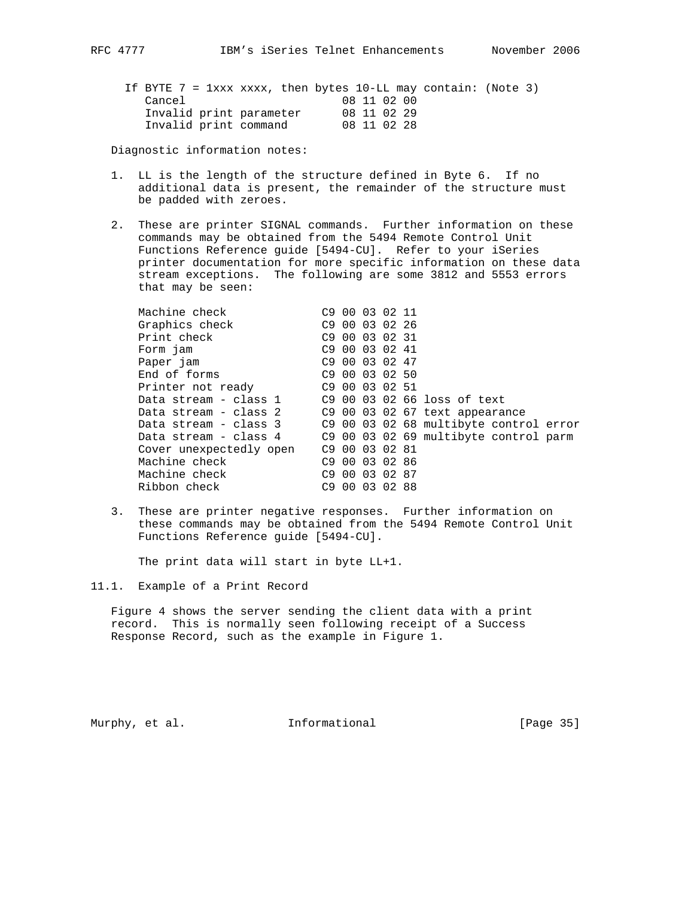If BYTE 7 = 1xxx xxxx, then bytes 10-LL may contain: (Note 3)

```
   Cancel                       08 11 02 00
   Invalid print parameter      08 11 02 29
   Invalid print command        08 11 02 28
```

Diagnostic information notes:

1. LL is the length of the structure defined in Byte 6. If no additional data is present, the remainder of the structure must be padded with zeroes.

2. These are printer SIGNAL commands. Further information on these commands may be obtained from the 5494 Remote Control Unit Functions Reference guide [5494-CU]. Refer to your iSeries printer documentation for more specific information on these data stream exceptions. The following are some 3812 and 5553 errors that may be seen:

```
   Machine check              C9 00 03 02 11
   Graphics check             C9 00 03 02 26
   Print check                C9 00 03 02 31
   Form jam                   C9 00 03 02 41
   Paper jam                  C9 00 03 02 47
   End of forms               C9 00 03 02 50
   Printer not ready          C9 00 03 02 51
   Data stream - class 1      C9 00 03 02 66 loss of text
   Data stream - class 2      C9 00 03 02 67 text appearance
   Data stream - class 3      C9 00 03 02 68 multibyte control error
   Data stream - class 4      C9 00 03 02 69 multibyte control parm
   Cover unexpectedly open    C9 00 03 02 81
   Machine check              C9 00 03 02 86
   Machine check              C9 00 03 02 87
   Ribbon check               C9 00 03 02 88
```

3. These are printer negative responses. Further information on these commands may be obtained from the 5494 Remote Control Unit Functions Reference guide [5494-CU].

   The print data will start in byte LL+1.

## 11.1. Example of a Print Record

Figure 4 shows the server sending the client data with a print record. This is normally seen following receipt of a Success Response Record, such as the example in Figure 1.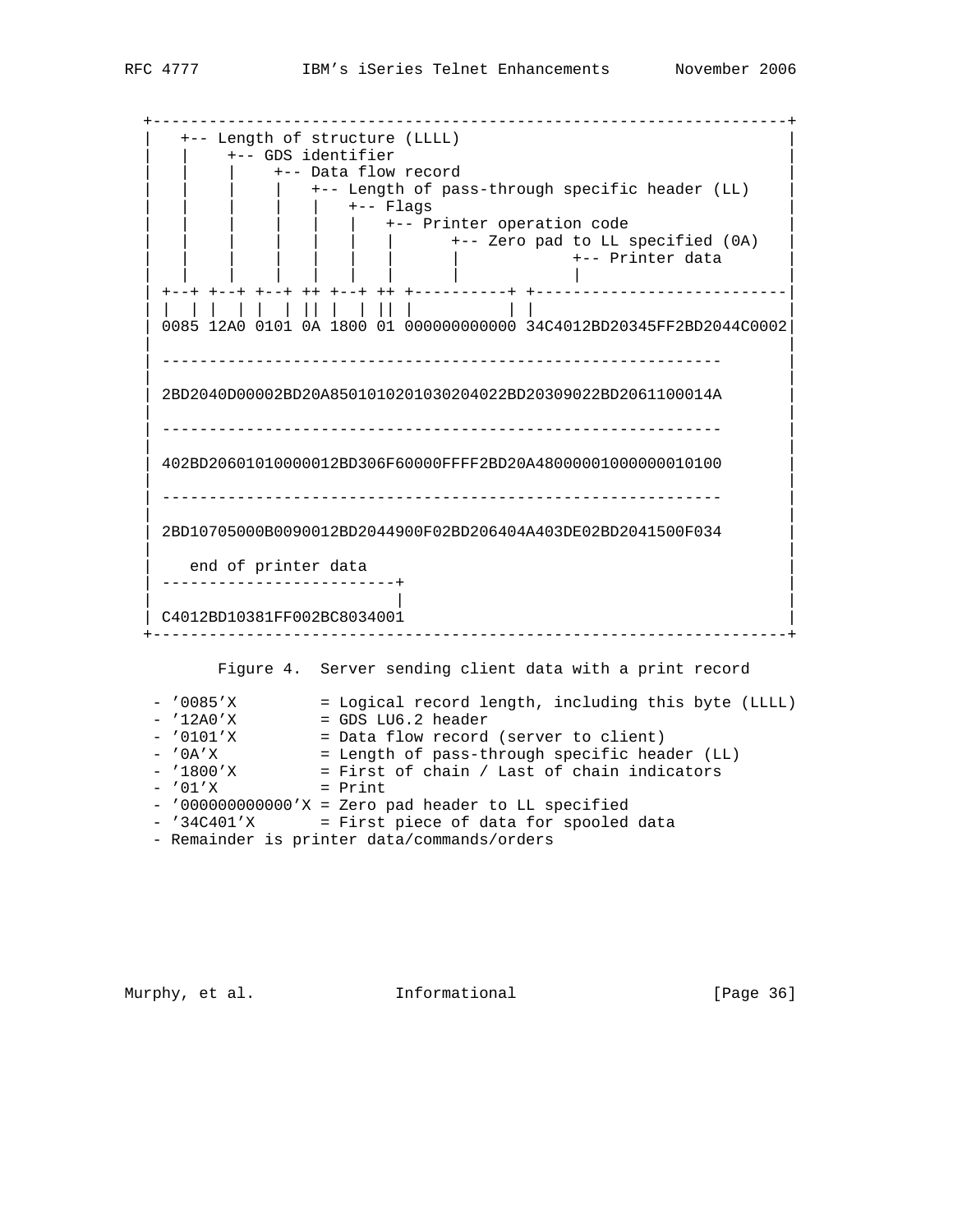```
  +----------------------------------------------------------------+
  |   +-- Length of structure (LLLL)                               |
  |   |    +-- GDS identifier                                      |
  |   |    |    +-- Data flow record                               |
  |   |    |    |    +-- Length of pass-through specific header (LL)|
  |   |    |    |    |   +-- Flags                                 |
  |   |    |    |    |   |   +-- Printer operation code            |
  |   |    |    |    |   |   |      +-- Zero pad to LL specified (0A)|
  |   |    |    |    |   |   |      |            +-- Printer data  |
  |   |    |    |    |   |   |      |            |                 |
  | +--+ +--+ +--+ ++ +--+ ++ +----------+ +-------------------------|
  | |  | |  | |  | || |  | || |          | |                        |
  | 0085 12A0 0101 0A 1800 01 000000000000 34C4012BD20345FF2BD2044C0002|
  |                                                                |
  | ------------------------------------------------------------   |
  |                                                                |
  | 2BD2040D00002BD20A850101020103020402 2BD20309022BD2061100014A  |
  |                                                                |
  | ------------------------------------------------------------   |
  |                                                                |
  | 402BD20601010000012BD306F60000FFFF2BD20A48000001000000010100   |
  |                                                                |
  | ------------------------------------------------------------   |
  |                                                                |
  | 2BD10705000B0090012BD2044900F02BD206404A403DE02BD2041500F034   |
  |                                                                |
  |    end of printer data                                         |
  | -------------------------+                                     |
  |                          |                                     |
  | C4012BD10381FF002BC8034001                                     |
  +----------------------------------------------------------------+
```

Figure 4. Server sending client data with a print record

- '0085'X = Logical record length, including this byte (LLLL)
- '12A0'X = GDS LU6.2 header
- '0101'X = Data flow record (server to client)
- '0A'X = Length of pass-through specific header (LL)
- '1800'X = First of chain / Last of chain indicators
- '01'X = Print
- '000000000000'X = Zero pad header to LL specified
- '34C401'X = First piece of data for spooled data
- Remainder is printer data/commands/orders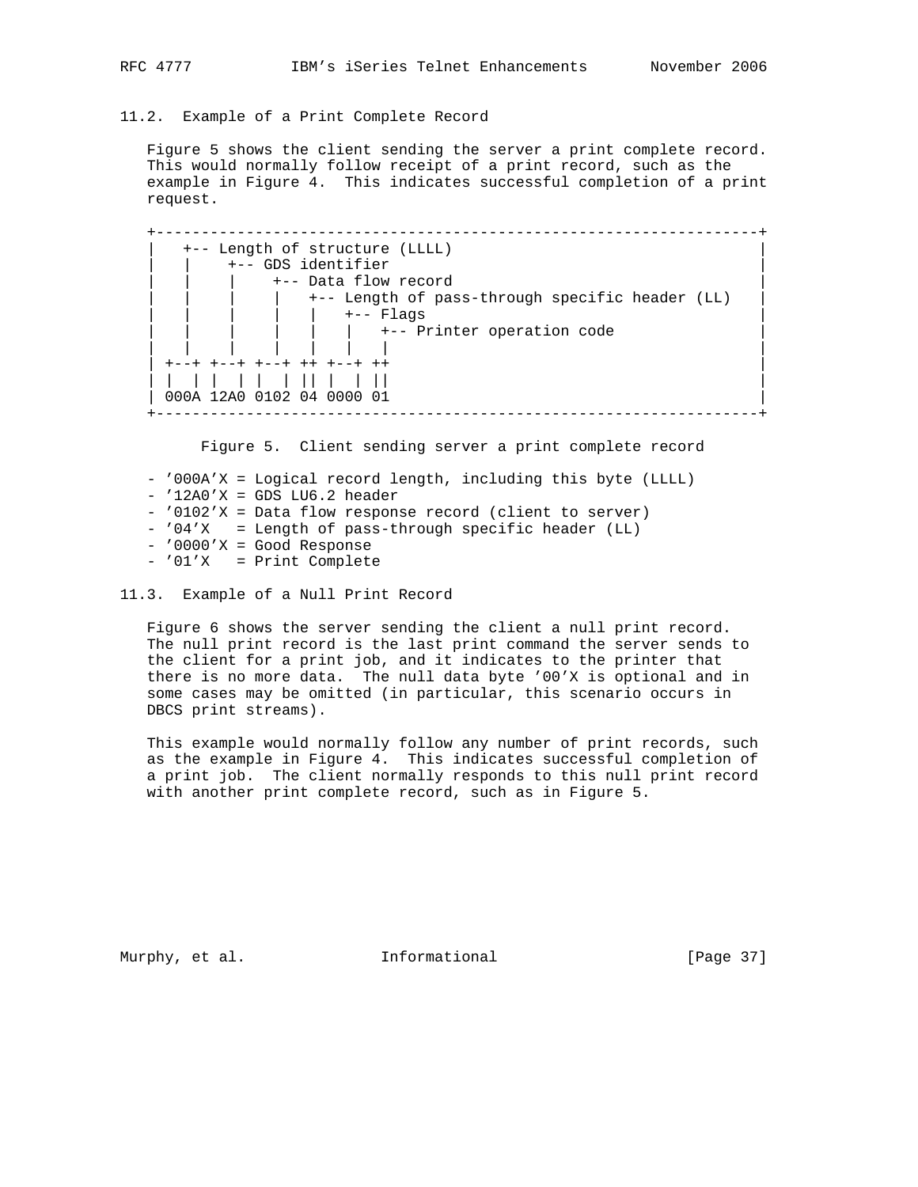## 11.2. Example of a Print Complete Record

Figure 5 shows the client sending the server a print complete record. This would normally follow receipt of a print record, such as the example in Figure 4. This indicates successful completion of a print request.

```
+------------------------------------------------------------------+
|   +-- Length of structure (LLLL)                                 |
|   |    +-- GDS identifier                                        |
|   |    |    +-- Data flow record                                 |
|   |    |    |   +-- Length of pass-through specific header (LL)  |
|   |    |    |   |   +-- Flags                                    |
|   |    |    |   |   |   +-- Printer operation code               |
|   |    |    |   |   |   |                                        |
| +--+ +--+ +--+ ++ +--+ ++                                        |
| |  | |  | |  | || |  | ||                                        |
| 000A 12A0 0102 04 0000 01                                        |
+------------------------------------------------------------------+
```

Figure 5. Client sending server a print complete record

- '000A'X = Logical record length, including this byte (LLLL)
- '12A0'X = GDS LU6.2 header
- '0102'X = Data flow response record (client to server)
- '04'X   = Length of pass-through specific header (LL)
- '0000'X = Good Response
- '01'X   = Print Complete

## 11.3. Example of a Null Print Record

Figure 6 shows the server sending the client a null print record. The null print record is the last print command the server sends to the client for a print job, and it indicates to the printer that there is no more data. The null data byte '00'X is optional and in some cases may be omitted (in particular, this scenario occurs in DBCS print streams).

This example would normally follow any number of print records, such as the example in Figure 4. This indicates successful completion of a print job. The client normally responds to this null print record with another print complete record, such as in Figure 5.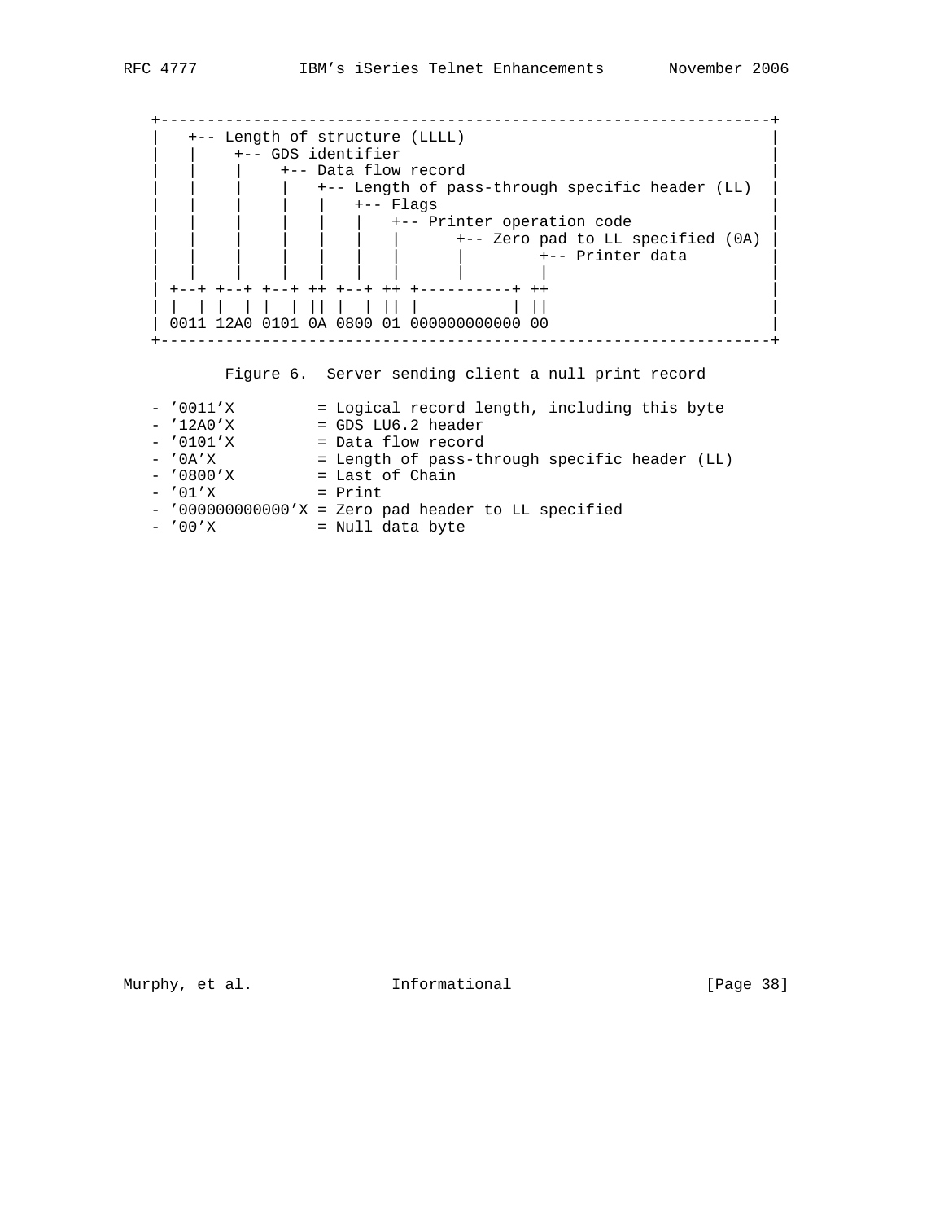```
+----------------------------------------------------------------+
|   +-- Length of structure (LLLL)                               |
|   |    +-- GDS identifier                                      |
|   |    |    +-- Data flow record                               |
|   |    |    |   +-- Length of pass-through specific header (LL) |
|   |    |    |   |   +-- Flags                                  |
|   |    |    |   |   |   +-- Printer operation code             |
|   |    |    |   |   |   |      +-- Zero pad to LL specified (0A) |
|   |    |    |   |   |   |      |        +-- Printer data       |
|   |    |    |   |   |   |      |        |                      |
| +--+ +--+ +--+ ++ +--+ ++ +----------+ ++                      |
| |  | |  | |  | || |  | || |          | ||                      |
| 0011 12A0 0101 0A 0800 01 000000000000 00                      |
+----------------------------------------------------------------+
```

Figure 6. Server sending client a null print record

```
- '0011'X         = Logical record length, including this byte
- '12A0'X         = GDS LU6.2 header
- '0101'X         = Data flow record
- '0A'X           = Length of pass-through specific header (LL)
- '0800'X         = Last of Chain
- '01'X           = Print
- '000000000000'X = Zero pad header to LL specified
- '00'X           = Null data byte
```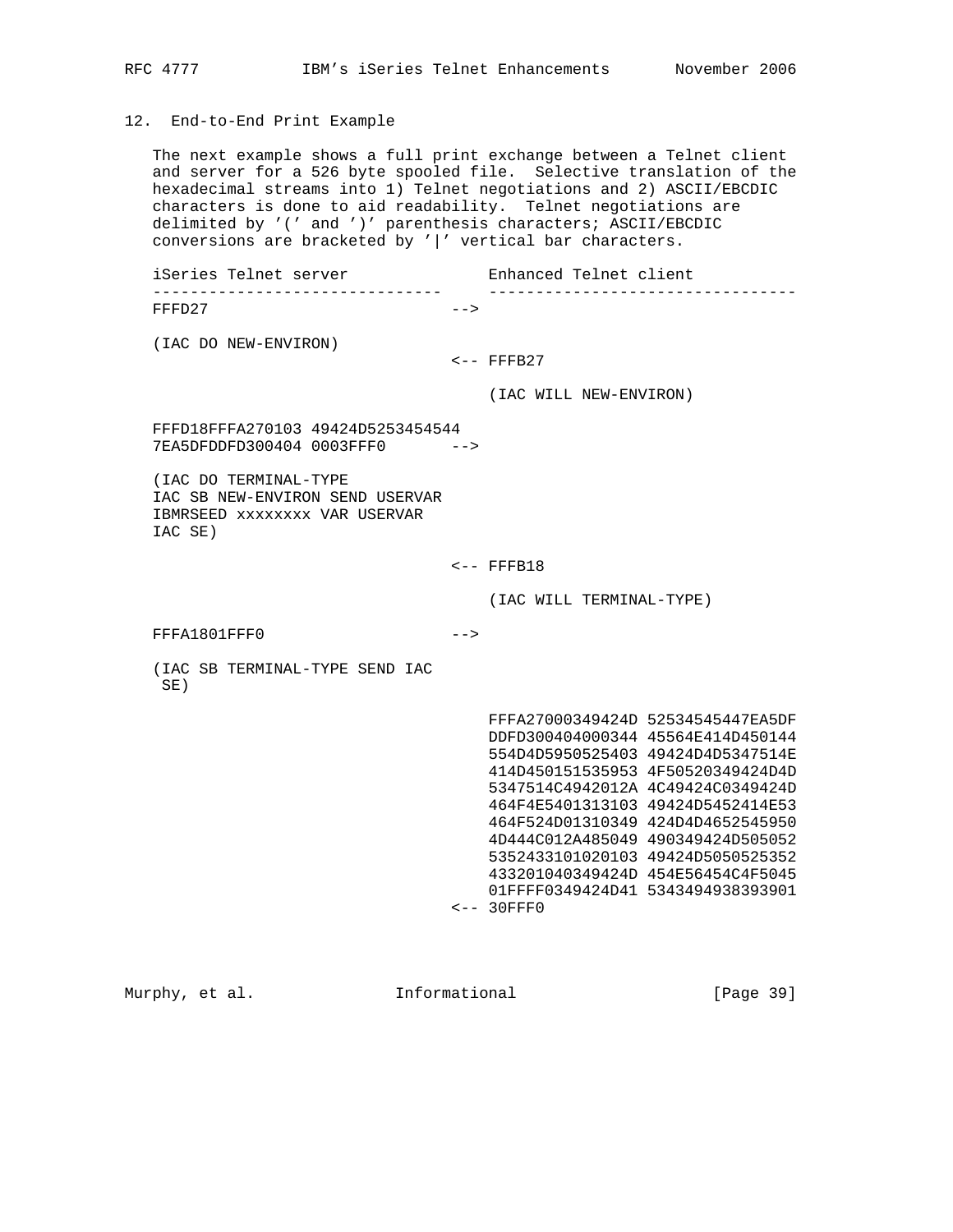## 12. End-to-End Print Example

The next example shows a full print exchange between a Telnet client and server for a 526 byte spooled file. Selective translation of the hexadecimal streams into 1) Telnet negotiations and 2) ASCII/EBCDIC characters is done to aid readability. Telnet negotiations are delimited by '(' and ')' parenthesis characters; ASCII/EBCDIC conversions are bracketed by '|' vertical bar characters.

```
iSeries Telnet server               Enhanced Telnet client
-------------------------------     ---------------------------------
FFFD27                         -->

(IAC DO NEW-ENVIRON)
                               <-- FFFB27

                                   (IAC WILL NEW-ENVIRON)

FFFD18FFFA270103 49424D5253454544
7EA5DFDDFD300404 0003FFF0      -->

(IAC DO TERMINAL-TYPE
IAC SB NEW-ENVIRON SEND USERVAR
IBMRSEED xxxxxxxx VAR USERVAR
IAC SE)

                               <-- FFFB18

                                   (IAC WILL TERMINAL-TYPE)

FFFA1801FFF0                   -->

(IAC SB TERMINAL-TYPE SEND IAC
 SE)

                                   FFFA27000349424D 52534545447EA5DF
                                   DDFD300404000344 45564E414D450144
                                   554D4D5950525403 49424D4D5347514E
                                   414D450151535953 4F50520349424D4D
                                   5347514C4942012A 4C49424C0349424D
                                   464F4E5401313103 49424D5452414E53
                                   464F524D01310349 424D4D4652545950
                                   4D444C012A485049 490349424D505052
                                   5352433101020103 49424D5050525352
                                   433201040349424D 454E56454C4F5045
                                   01FFFF0349424D41 5343494938393901
                               <-- 30FFF0
```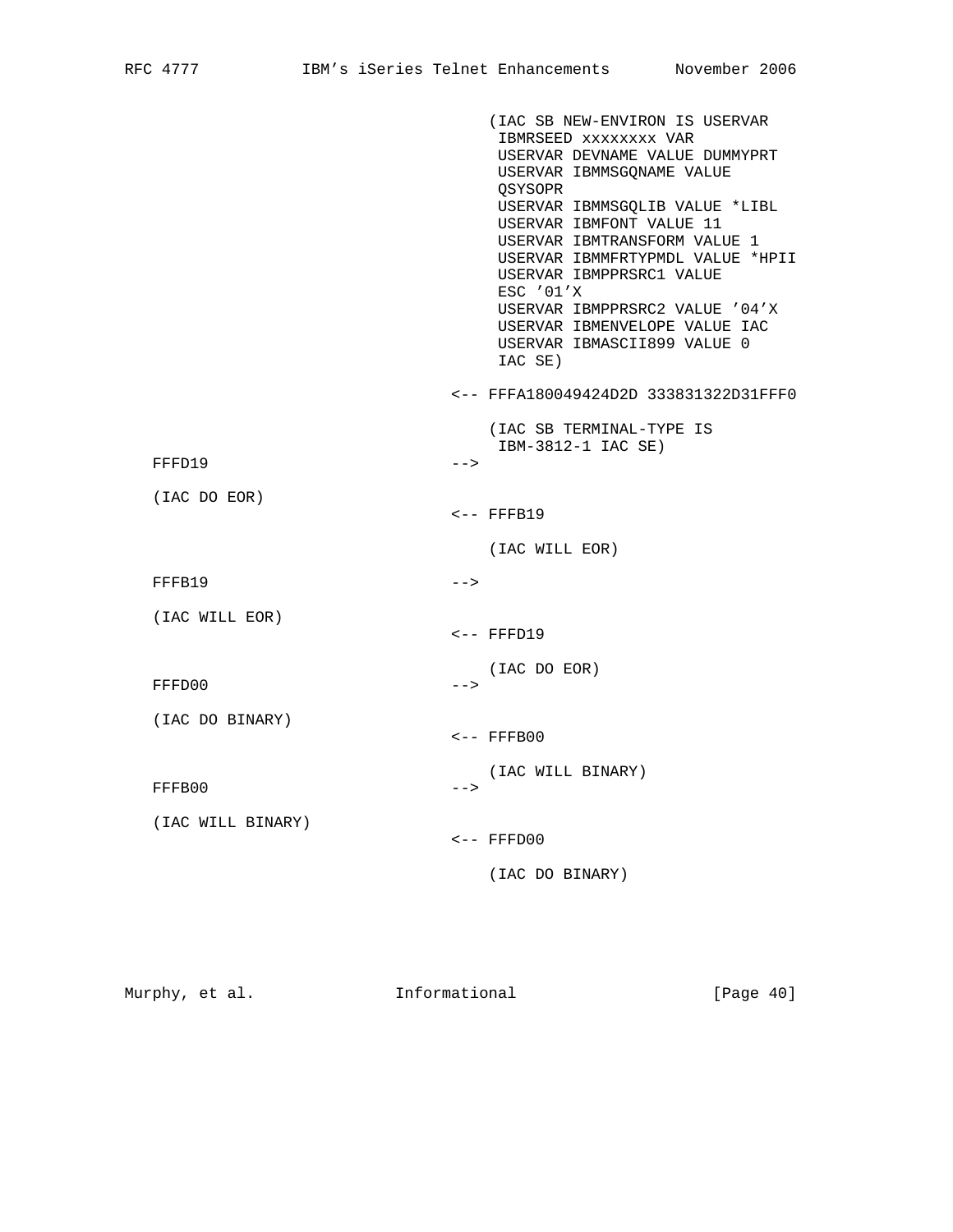```
                                       (IAC SB NEW-ENVIRON IS USERVAR
                                        IBMRSEED xxxxxxxx VAR
                                        USERVAR DEVNAME VALUE DUMMYPRT
                                        USERVAR IBMMSGQNAME VALUE
                                        QSYSOPR
                                        USERVAR IBMMSGQLIB VALUE *LIBL
                                        USERVAR IBMFONT VALUE 11
                                        USERVAR IBMTRANSFORM VALUE 1
                                        USERVAR IBMMFRTYPMDL VALUE *HPII
                                        USERVAR IBMPPRSRC1 VALUE
                                        ESC '01'X
                                        USERVAR IBMPPRSRC2 VALUE '04'X
                                        USERVAR IBMENVELOPE VALUE IAC
                                        USERVAR IBMASCII899 VALUE 0
                                        IAC SE)

                                   <-- FFFA180049424D2D 333831322D31FFF0

                                       (IAC SB TERMINAL-TYPE IS
                                        IBM-3812-1 IAC SE)
   FFFD19                          -->

   (IAC DO EOR)
                                   <-- FFFB19

                                       (IAC WILL EOR)

   FFFB19                          -->

   (IAC WILL EOR)
                                   <-- FFFD19

                                       (IAC DO EOR)
   FFFD00                          -->

   (IAC DO BINARY)
                                   <-- FFFB00

                                       (IAC WILL BINARY)
   FFFB00                          -->

   (IAC WILL BINARY)
                                   <-- FFFD00

                                       (IAC DO BINARY)
```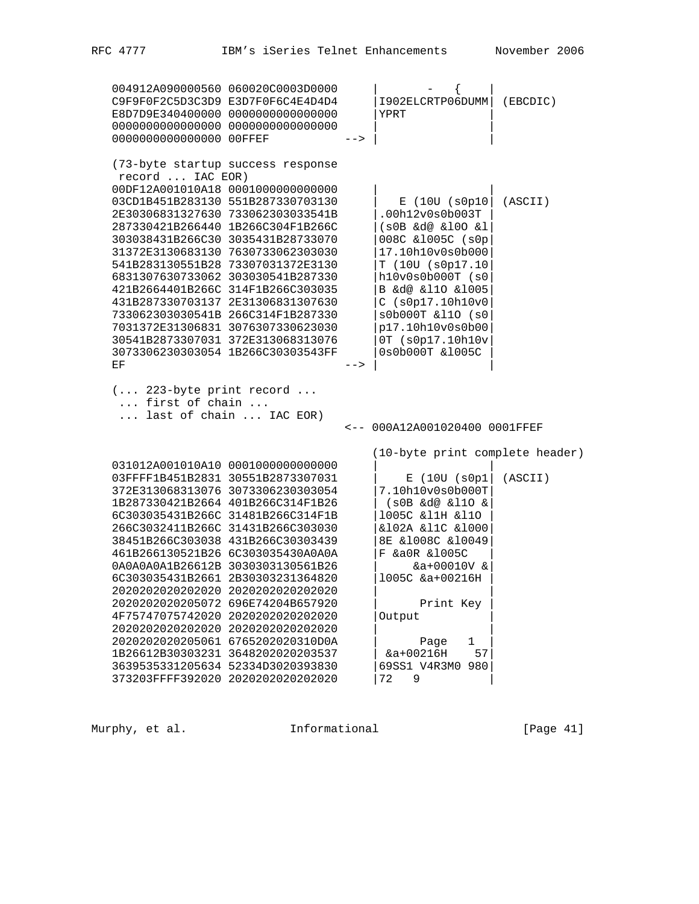```
   004912A090000560 060020C0003D0000      |       -   {     |
   C9F9F0F2C5D3C3D9 E3D7F0F6C4E4D4D4      |I902ELCRTP06DUMM| (EBCDIC)
   E8D7D9E340400000 0000000000000000      |YPRT            |
   0000000000000000 0000000000000000      |                |
   0000000000000000 00FFEF           -->  |                |

   (73-byte startup success response
    record ... IAC EOR)
   00DF12A001010A18 0001000000000000      |                |
   03CD1B451B283130 551B287330703130      |   E (10U (s0p10| (ASCII)
   2E30306831327630 733062303033541B      |.00h12v0s0b003T |
   287330421B266440 1B266C304F1B266C      |(s0B &d@ &l0O &l|
   303038431B266C30 3035431B28733070      |008C &l005C (s0p|
   31372E3130683130 7630733062303030      |17.10h10v0s0b000|
   541B283130551B28 73307031372E3130      |T (10U (s0p17.10|
   6831307630733062 303030541B287330      |h10v0s0b000T (s0|
   421B2664401B266C 314F1B266C303035      |B &d@ &l1O &l005|
   431B287330703137 2E31306831307630      |C (s0p17.10h10v0|
   733062303030541B 266C314F1B287330      |s0b000T &l1O (s0|
   7031372E31306831 3076307330623030      |p17.10h10v0s0b00|
   30541B2873307031 372E313068313076      |0T (s0p17.10h10v|
   3073306230303054 1B266C30303543FF      |0s0b000T &l005C |
   EF                                -->  |                |

   (... 223-byte print record ...
    ... first of chain ...
    ... last of chain ... IAC EOR)
                                     <-- 000A12A001020400 0001FFEF

                                         (10-byte print complete header)
   031012A001010A10 0001000000000000      |                |
   03FFFF1B451B2831 30551B2873307031      |    E (10U (s0p1| (ASCII)
   372E313068313076 3073306230303054      |7.10h10v0s0b000T|
   1B287330421B2664 401B266C314F1B26      | (s0B &d@ &l1O &|
   6C303035431B266C 31481B266C314F1B      |l005C &l1H &l1O |
   266C3032411B266C 31431B266C303030      |&l02A &l1C &l000|
   38451B266C303038 431B266C30303439      |8E &l008C &l0049|
   461B266130521B26 6C303035430A0A0A      |F &a0R &l005C   |
   0A0A0A0A1B26612B 3030303130561B26      |     &a+00010V &|
   6C303035431B2661 2B30303231364820      |l005C &a+00216H |
   2020202020202020 2020202020202020      |                |
   2020202020205072 696E74204B657920      |      Print Key |
   4F75747075742020 2020202020202020      |Output          |
   2020202020202020 2020202020202020      |                |
   2020202020205061 6765202020310D0A      |      Page   1  |
   1B26612B30303231 3648202020203537      | &a+00216H    57|
   3639535331205634 52334D3020393830      |69SS1 V4R3M0 980|
   373203FFFF392020 2020202020202020      |72   9          |
```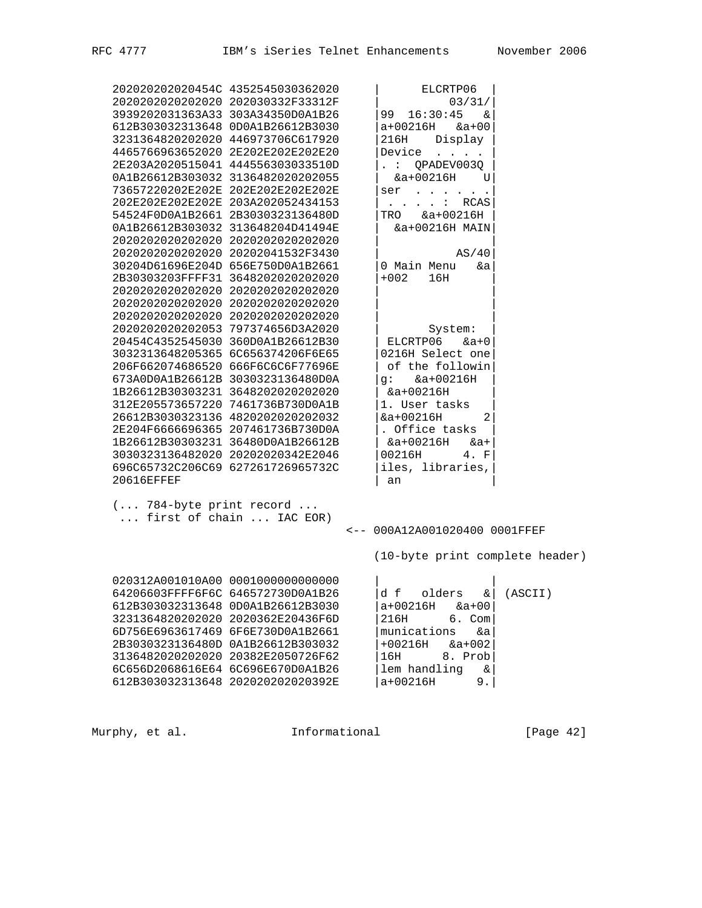```
   202020202020454C 4352545030362020      |       ELCRTP06  |
   2020202020202020 202030332F33312F      |          03/31/|
   3939202031363A33 303A34350D0A1B26      |99  16:30:45   &|
   612B303032313648 0D0A1B26612B3030      |a+00216H   &a+00|
   3231364820202020 446973706C617920      |216H    Display |
   4465766963652020 2E202E202E202E20      |Device  . . . . |
   2E203A2020515041 444556303033510D      |. :  QPADEV003Q |
   0A1B26612B303032 3136482020202055      |  &a+00216H    U|
   73657220202E202E 202E202E202E202E      |ser  . . . . . .|
   202E202E202E202E 203A202052434153      | . . . . :  RCAS|
   54524F0D0A1B2661 2B3030323136480D      |TRO   &a+00216H |
   0A1B26612B303032 313648204D41494E      |  &a+00216H MAIN|
   2020202020202020 2020202020202020      |                |
   2020202020202020 20202041532F3430      |           AS/40|
   30204D61696E204D 656E750D0A1B2661      |0 Main Menu   &a|
   2B30303203FFFF31 3648202020202020      |+002   16H      |
   2020202020202020 2020202020202020      |                |
   2020202020202020 2020202020202020      |                |
   2020202020202020 2020202020202020      |                |
   2020202020202053 797374656D3A2020      |        System:  |
   20454C4352545030 360D0A1B26612B30      | ELCRTP06   &a+0|
   3032313648205365 6C656374206F6E65      |0216H Select one|
   206F662074686520 666F6C6C6F77696E      | of the followin|
   673A0D0A1B26612B 3030323136480D0A      |g:   &a+00216H   |
   1B26612B30303231 3648202020202020      | &a+00216H       |
   312E205573657220 7461736B730D0A1B      |1. User tasks    |
   26612B3030323136 4820202020202032      |&a+00216H      2|
   2E204F6666696365 207461736B730D0A      |. Office tasks   |
   1B26612B30303231 36480D0A1B26612B      | &a+00216H   &a+|
   3030323136482020 20202020342E2046      |00216H      4. F|
   696C65732C206C69 627261726965732C      |iles, libraries,|
   20616EFFEF                             | an             |

   (... 784-byte print record ...
    ... first of chain ... IAC EOR)
                                      <-- 000A12A001020400 0001FFEF

                                          (10-byte print complete header)

   020312A001010A00 0001000000000000      |                |
   64206603FFFF6F6C 646572730D0A1B26      |d f   olders   &| (ASCII)
   612B303032313648 0D0A1B26612B3030      |a+00216H   &a+00|
   3231364820202020 2020362E20436F6D      |216H      6. Com|
   6D756E6963617469 6F6E730D0A1B2661      |munications   &a|
   2B3030323136480D 0A1B26612B303032      |+00216H   &a+002|
   3136482020202020 20382E2050726F62      |16H      8. Prob|
   6C656D2068616E64 6C696E670D0A1B26      |lem handling   &|
   612B303032313648 202020202020392E      |a+00216H      9.|
```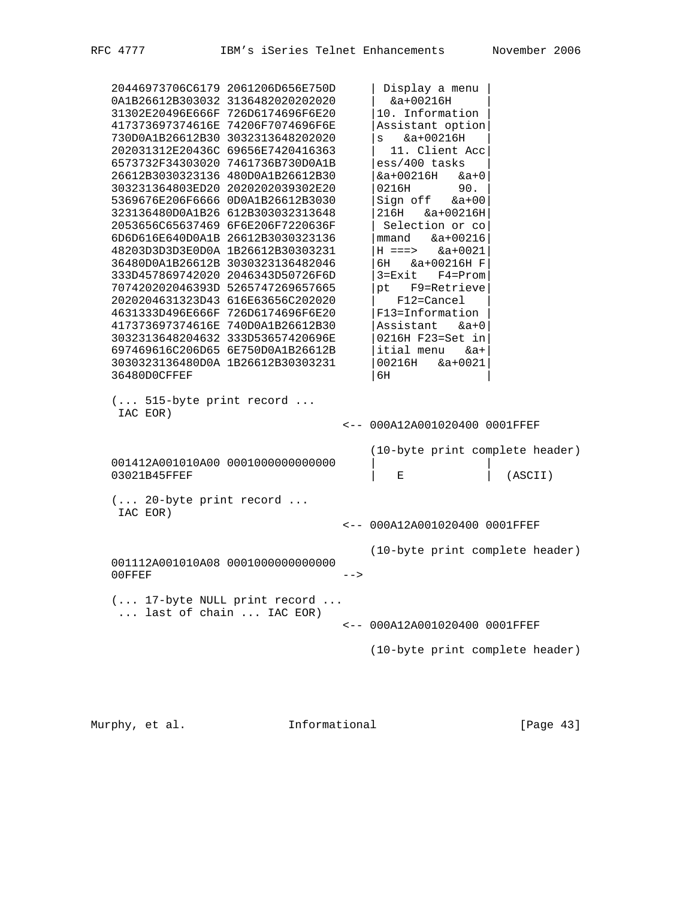```
   20446973706C6179 2061206D656E750D      | Display a menu |
   0A1B26612B303032 3136482020202020      |  &a+00216H     |
   31302E20496E666F 726D6174696F6E20      |10. Information |
   417373697374616E 74206F7074696F6E      |Assistant option|
   730D0A1B26612B30 3032313648202020      |s   &a+00216H   |
   202031312E20436C 69656E7420416363      |  11. Client Acc|
   6573732F34303020 7461736B730D0A1B      |ess/400 tasks   |
   26612B3030323136 480D0A1B26612B30      |&a+00216H   &a+0|
   303231364803ED20 2020202039302E20      |0216H       90. |
   5369676E206F6666 0D0A1B26612B3030      |Sign off   &a+00|
   323136480D0A1B26 612B303032313648      |216H   &a+00216H|
   2053656C65637469 6F6E206F7220636F      | Selection or co|
   6D6D616E640D0A1B 26612B3030323136      |mmand   &a+00216|
   48203D3D3D3E0D0A 1B26612B30303231      |H ===>   &a+0021|
   36480D0A1B26612B 3030323136482046      |6H   &a+00216H F|
   333D457869742020 2046343D50726F6D      |3=Exit   F4=Prom|
   707420202046393D 5265747269657665      |pt   F9=Retrieve|
   2020204631323D43 616E63656C202020      |   F12=Cancel   |
   4631333D496E666F 726D6174696F6E20      |F13=Information |
   417373697374616E 740D0A1B26612B30      |Assistant   &a+0|
   3032313648204632 333D53657420696E      |0216H F23=Set in|
   697469616C206D65 6E750D0A1B26612B      |itial menu   &a+|
   3030323136480D0A 1B26612B30303231      |00216H   &a+0021|
   36480D0CFFEF                           |6H              |

   (... 515-byte print record ...
    IAC EOR)
                                  <-- 000A12A001020400 0001FFEF

                                      (10-byte print complete header)
   001412A001010A00 0001000000000000      |                |
   03021B45FFEF                           |   E            |  (ASCII)

   (... 20-byte print record ...
    IAC EOR)
                                  <-- 000A12A001020400 0001FFEF

                                      (10-byte print complete header)
   001112A001010A08 0001000000000000
   00FFEF                         -->

   (... 17-byte NULL print record ...
    ... last of chain ... IAC EOR)
                                  <-- 000A12A001020400 0001FFEF

                                      (10-byte print complete header)
```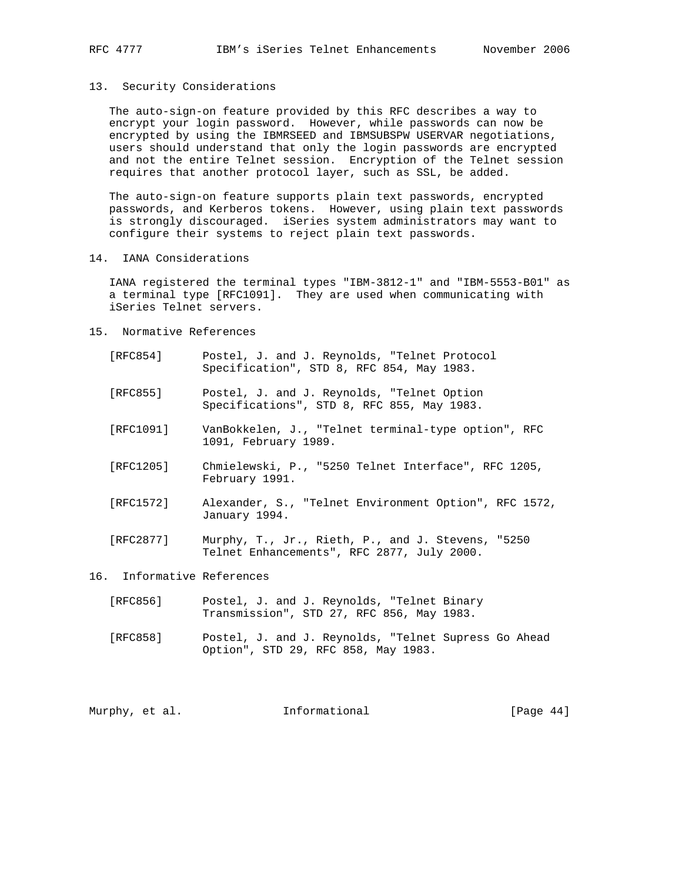## 13. Security Considerations

The auto-sign-on feature provided by this RFC describes a way to encrypt your login password. However, while passwords can now be encrypted by using the IBMRSEED and IBMSUBSPW USERVAR negotiations, users should understand that only the login passwords are encrypted and not the entire Telnet session. Encryption of the Telnet session requires that another protocol layer, such as SSL, be added.

The auto-sign-on feature supports plain text passwords, encrypted passwords, and Kerberos tokens. However, using plain text passwords is strongly discouraged. iSeries system administrators may want to configure their systems to reject plain text passwords.

## 14. IANA Considerations

IANA registered the terminal types "IBM-3812-1" and "IBM-5553-B01" as a terminal type [RFC1091]. They are used when communicating with iSeries Telnet servers.

## 15. Normative References

[RFC854] Postel, J. and J. Reynolds, "Telnet Protocol Specification", STD 8, RFC 854, May 1983.

[RFC855] Postel, J. and J. Reynolds, "Telnet Option Specifications", STD 8, RFC 855, May 1983.

[RFC1091] VanBokkelen, J., "Telnet terminal-type option", RFC 1091, February 1989.

[RFC1205] Chmielewski, P., "5250 Telnet Interface", RFC 1205, February 1991.

[RFC1572] Alexander, S., "Telnet Environment Option", RFC 1572, January 1994.

[RFC2877] Murphy, T., Jr., Rieth, P., and J. Stevens, "5250 Telnet Enhancements", RFC 2877, July 2000.

## 16. Informative References

[RFC856] Postel, J. and J. Reynolds, "Telnet Binary Transmission", STD 27, RFC 856, May 1983.

[RFC858] Postel, J. and J. Reynolds, "Telnet Supress Go Ahead Option", STD 29, RFC 858, May 1983.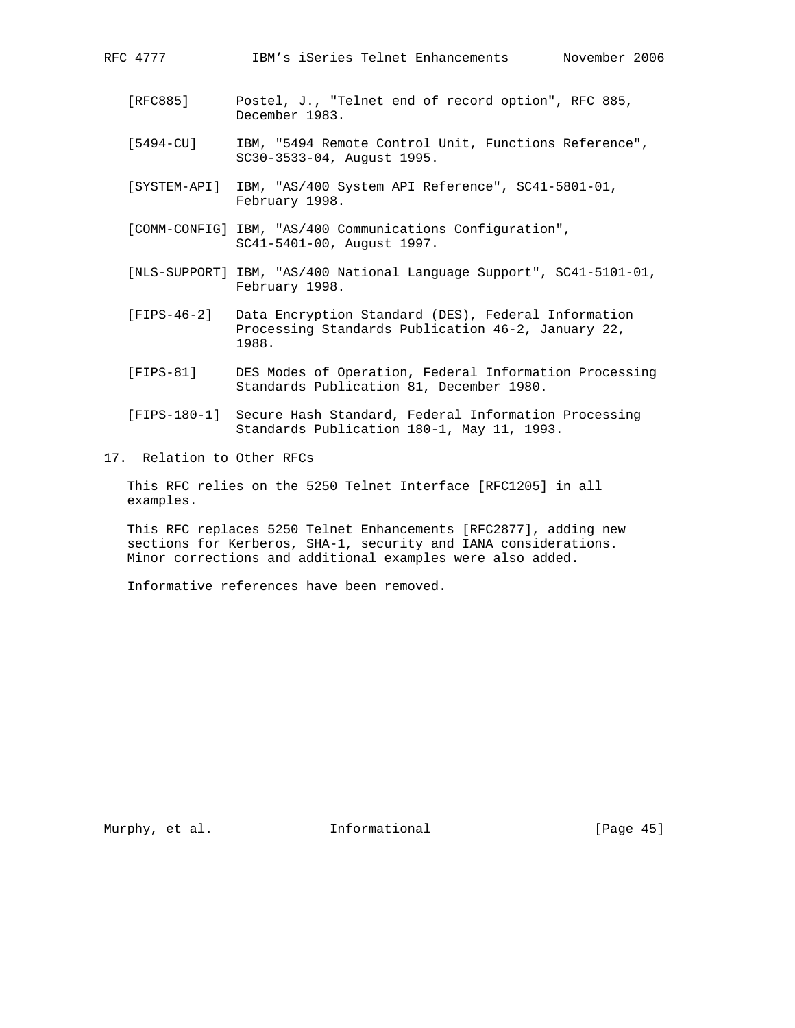[RFC885] Postel, J., "Telnet end of record option", RFC 885, December 1983.

[5494-CU] IBM, "5494 Remote Control Unit, Functions Reference", SC30-3533-04, August 1995.

[SYSTEM-API] IBM, "AS/400 System API Reference", SC41-5801-01, February 1998.

[COMM-CONFIG] IBM, "AS/400 Communications Configuration", SC41-5401-00, August 1997.

[NLS-SUPPORT] IBM, "AS/400 National Language Support", SC41-5101-01, February 1998.

[FIPS-46-2] Data Encryption Standard (DES), Federal Information Processing Standards Publication 46-2, January 22, 1988.

[FIPS-81] DES Modes of Operation, Federal Information Processing Standards Publication 81, December 1980.

[FIPS-180-1] Secure Hash Standard, Federal Information Processing Standards Publication 180-1, May 11, 1993.

## 17. Relation to Other RFCs

This RFC relies on the 5250 Telnet Interface [RFC1205] in all examples.

This RFC replaces 5250 Telnet Enhancements [RFC2877], adding new sections for Kerberos, SHA-1, security and IANA considerations. Minor corrections and additional examples were also added.

Informative references have been removed.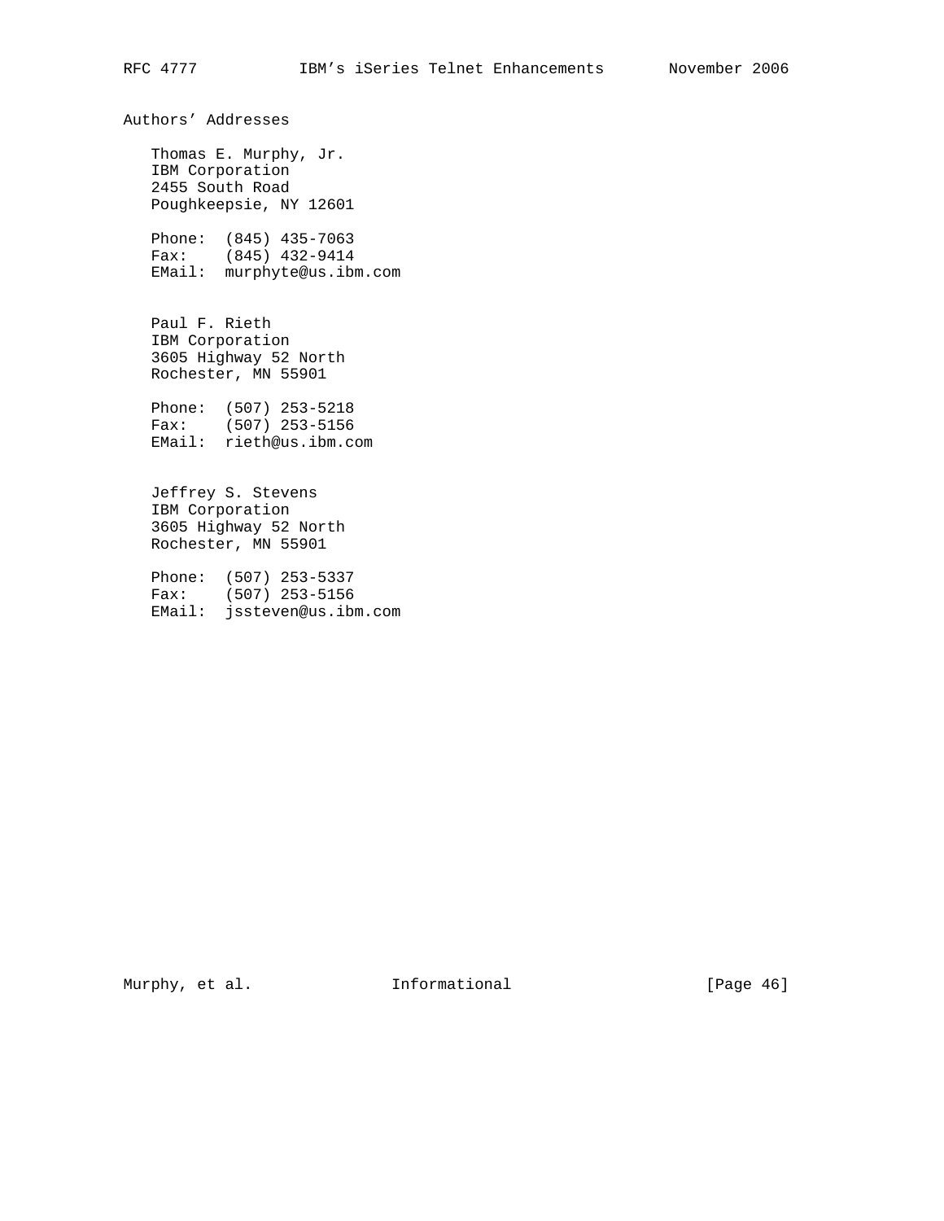## Authors' Addresses

Thomas E. Murphy, Jr.
IBM Corporation
2455 South Road
Poughkeepsie, NY 12601

Phone: (845) 435-7063
Fax: (845) 432-9414
EMail: murphyte@us.ibm.com

Paul F. Rieth
IBM Corporation
3605 Highway 52 North
Rochester, MN 55901

Phone: (507) 253-5218
Fax: (507) 253-5156
EMail: rieth@us.ibm.com

Jeffrey S. Stevens
IBM Corporation
3605 Highway 52 North
Rochester, MN 55901

Phone: (507) 253-5337
Fax: (507) 253-5156
EMail: jssteven@us.ibm.com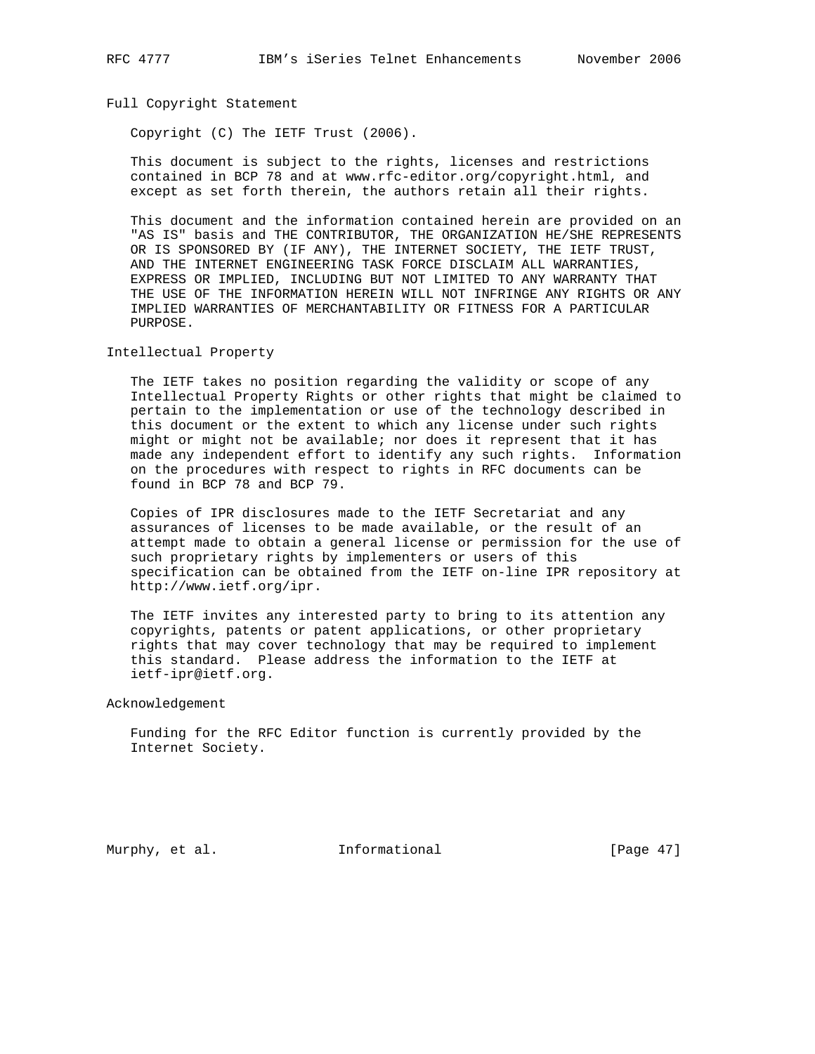## Full Copyright Statement

Copyright (C) The IETF Trust (2006).

This document is subject to the rights, licenses and restrictions contained in BCP 78 and at www.rfc-editor.org/copyright.html, and except as set forth therein, the authors retain all their rights.

This document and the information contained herein are provided on an "AS IS" basis and THE CONTRIBUTOR, THE ORGANIZATION HE/SHE REPRESENTS OR IS SPONSORED BY (IF ANY), THE INTERNET SOCIETY, THE IETF TRUST, AND THE INTERNET ENGINEERING TASK FORCE DISCLAIM ALL WARRANTIES, EXPRESS OR IMPLIED, INCLUDING BUT NOT LIMITED TO ANY WARRANTY THAT THE USE OF THE INFORMATION HEREIN WILL NOT INFRINGE ANY RIGHTS OR ANY IMPLIED WARRANTIES OF MERCHANTABILITY OR FITNESS FOR A PARTICULAR PURPOSE.

## Intellectual Property

The IETF takes no position regarding the validity or scope of any Intellectual Property Rights or other rights that might be claimed to pertain to the implementation or use of the technology described in this document or the extent to which any license under such rights might or might not be available; nor does it represent that it has made any independent effort to identify any such rights. Information on the procedures with respect to rights in RFC documents can be found in BCP 78 and BCP 79.

Copies of IPR disclosures made to the IETF Secretariat and any assurances of licenses to be made available, or the result of an attempt made to obtain a general license or permission for the use of such proprietary rights by implementers or users of this specification can be obtained from the IETF on-line IPR repository at http://www.ietf.org/ipr.

The IETF invites any interested party to bring to its attention any copyrights, patents or patent applications, or other proprietary rights that may cover technology that may be required to implement this standard. Please address the information to the IETF at ietf-ipr@ietf.org.

## Acknowledgement

Funding for the RFC Editor function is currently provided by the Internet Society.